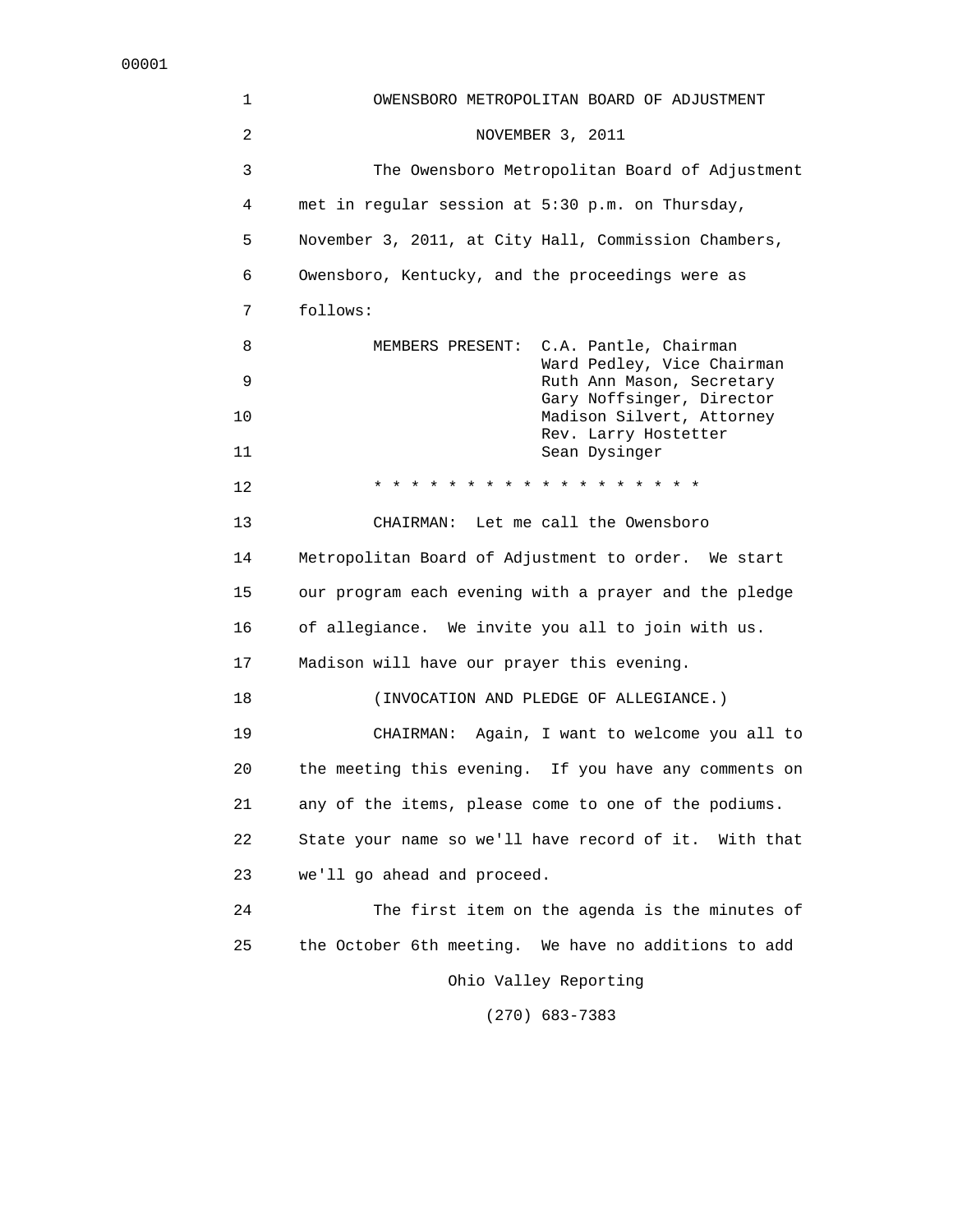# OWENSBORO METROPOLITAN BOARD OF ADJUSTMENT

## NOVEMBER 3, 2011

The Owensboro Metropolitan Board of Adjustment met in regular session at 5:30 p.m. on Thursday, November 3, 2011, at City Hall, Commission Chambers, Owensboro, Kentucky, and the proceedings were as follows:

MEMBERS PRESENT:
- C.A. Pantle, Chairman
- Ward Pedley, Vice Chairman
- Ruth Ann Mason, Secretary
- Gary Noffsinger, Director
- Madison Silvert, Attorney
- Rev. Larry Hostetter
- Sean Dysinger

* * * * * * * * * * * * * * * * * * *

CHAIRMAN: Let me call the Owensboro Metropolitan Board of Adjustment to order. We start our program each evening with a prayer and the pledge of allegiance. We invite you all to join with us. Madison will have our prayer this evening.

(INVOCATION AND PLEDGE OF ALLEGIANCE.)

CHAIRMAN: Again, I want to welcome you all to the meeting this evening. If you have any comments on any of the items, please come to one of the podiums. State your name so we'll have record of it. With that we'll go ahead and proceed.

The first item on the agenda is the minutes of the October 6th meeting. We have no additions to add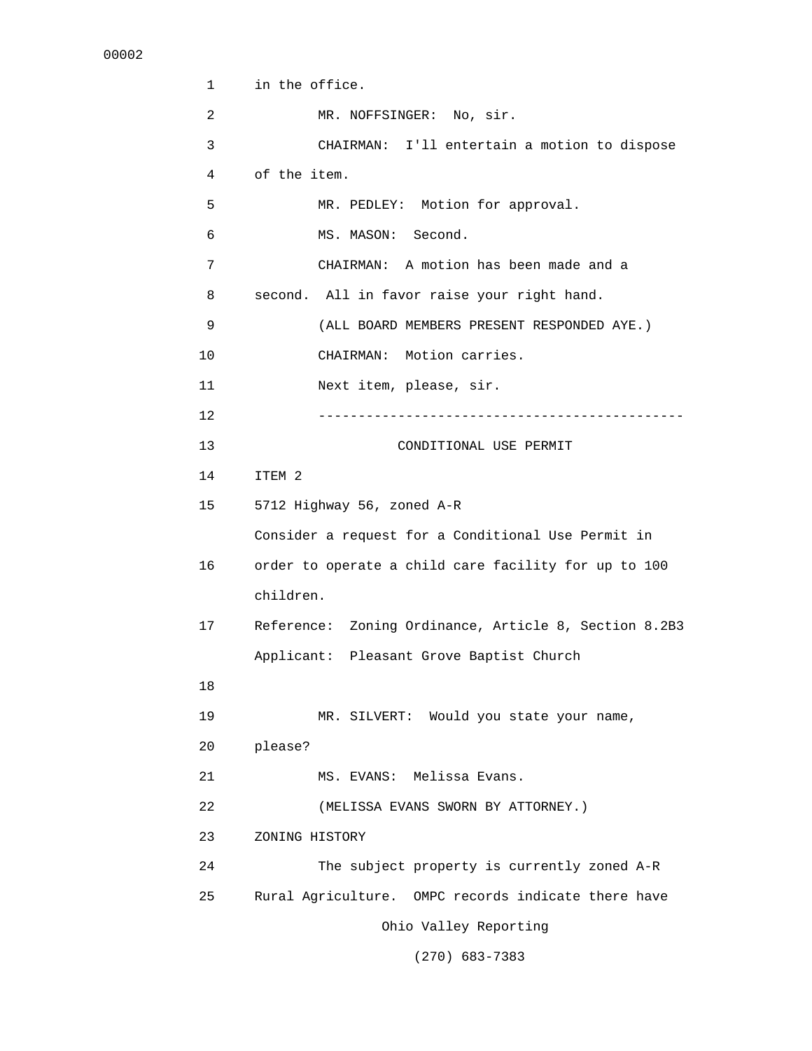in the office.

MR. NOFFSINGER: No, sir.

CHAIRMAN: I'll entertain a motion to dispose of the item.

MR. PEDLEY: Motion for approval.

MS. MASON: Second.

CHAIRMAN: A motion has been made and a second. All in favor raise your right hand.

(ALL BOARD MEMBERS PRESENT RESPONDED AYE.)

CHAIRMAN: Motion carries.

Next item, please, sir.

---

CONDITIONAL USE PERMIT

ITEM 2

5712 Highway 56, zoned A-R

Consider a request for a Conditional Use Permit in order to operate a child care facility for up to 100 children.

Reference: Zoning Ordinance, Article 8, Section 8.2B3

Applicant: Pleasant Grove Baptist Church

MR. SILVERT: Would you state your name, please?

MS. EVANS: Melissa Evans.

(MELISSA EVANS SWORN BY ATTORNEY.)

ZONING HISTORY

The subject property is currently zoned A-R Rural Agriculture. OMPC records indicate there have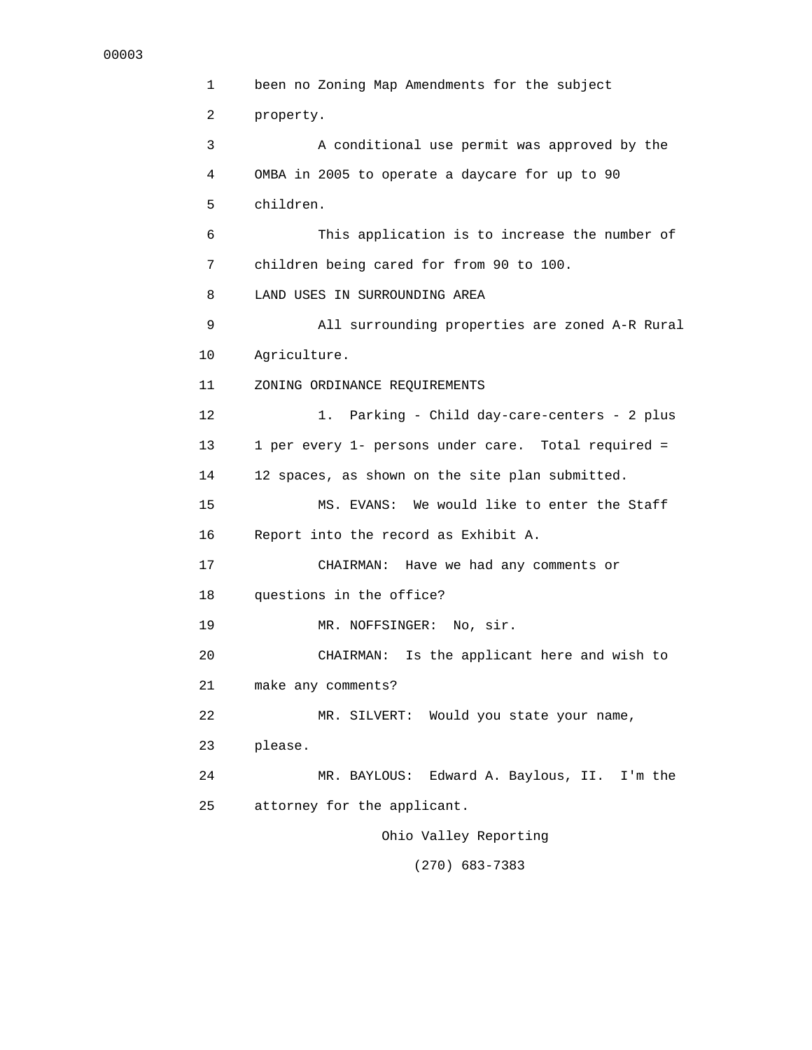been no Zoning Map Amendments for the subject property.

A conditional use permit was approved by the OMBA in 2005 to operate a daycare for up to 90 children.

This application is to increase the number of children being cared for from 90 to 100.

LAND USES IN SURROUNDING AREA

All surrounding properties are zoned A-R Rural Agriculture.

ZONING ORDINANCE REQUIREMENTS

1. Parking - Child day-care-centers - 2 plus 1 per every 1- persons under care. Total required = 12 spaces, as shown on the site plan submitted.

MS. EVANS: We would like to enter the Staff Report into the record as Exhibit A.

CHAIRMAN: Have we had any comments or questions in the office?

MR. NOFFSINGER: No, sir.

CHAIRMAN: Is the applicant here and wish to make any comments?

MR. SILVERT: Would you state your name, please.

MR. BAYLOUS: Edward A. Baylous, II. I'm the attorney for the applicant.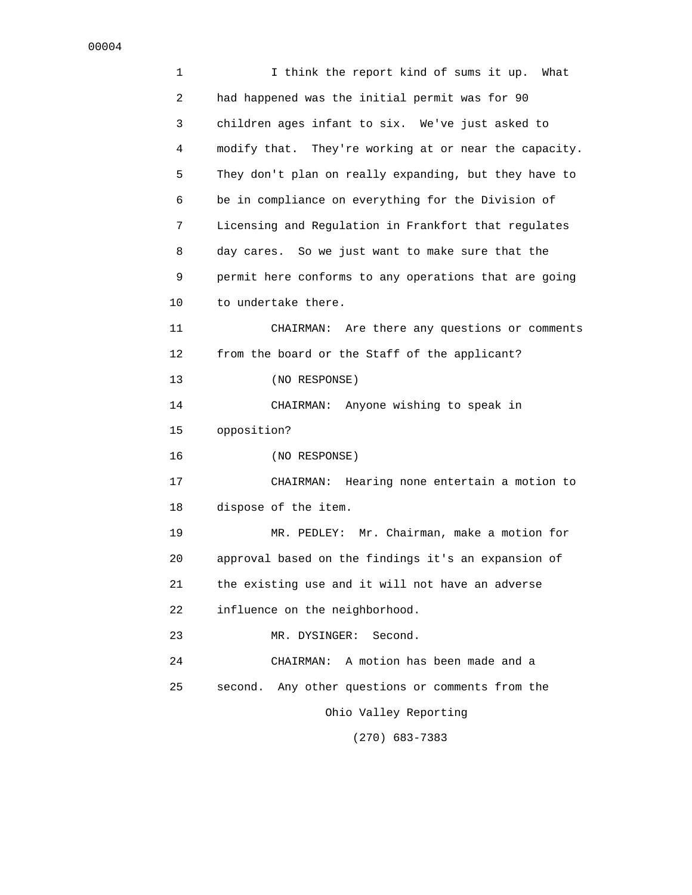I think the report kind of sums it up. What had happened was the initial permit was for 90 children ages infant to six. We've just asked to modify that. They're working at or near the capacity. They don't plan on really expanding, but they have to be in compliance on everything for the Division of Licensing and Regulation in Frankfort that regulates day cares. So we just want to make sure that the permit here conforms to any operations that are going to undertake there.

CHAIRMAN: Are there any questions or comments from the board or the Staff of the applicant?

(NO RESPONSE)

CHAIRMAN: Anyone wishing to speak in opposition?

(NO RESPONSE)

CHAIRMAN: Hearing none entertain a motion to dispose of the item.

MR. PEDLEY: Mr. Chairman, make a motion for approval based on the findings it's an expansion of the existing use and it will not have an adverse influence on the neighborhood.

MR. DYSINGER: Second.

CHAIRMAN: A motion has been made and a second. Any other questions or comments from the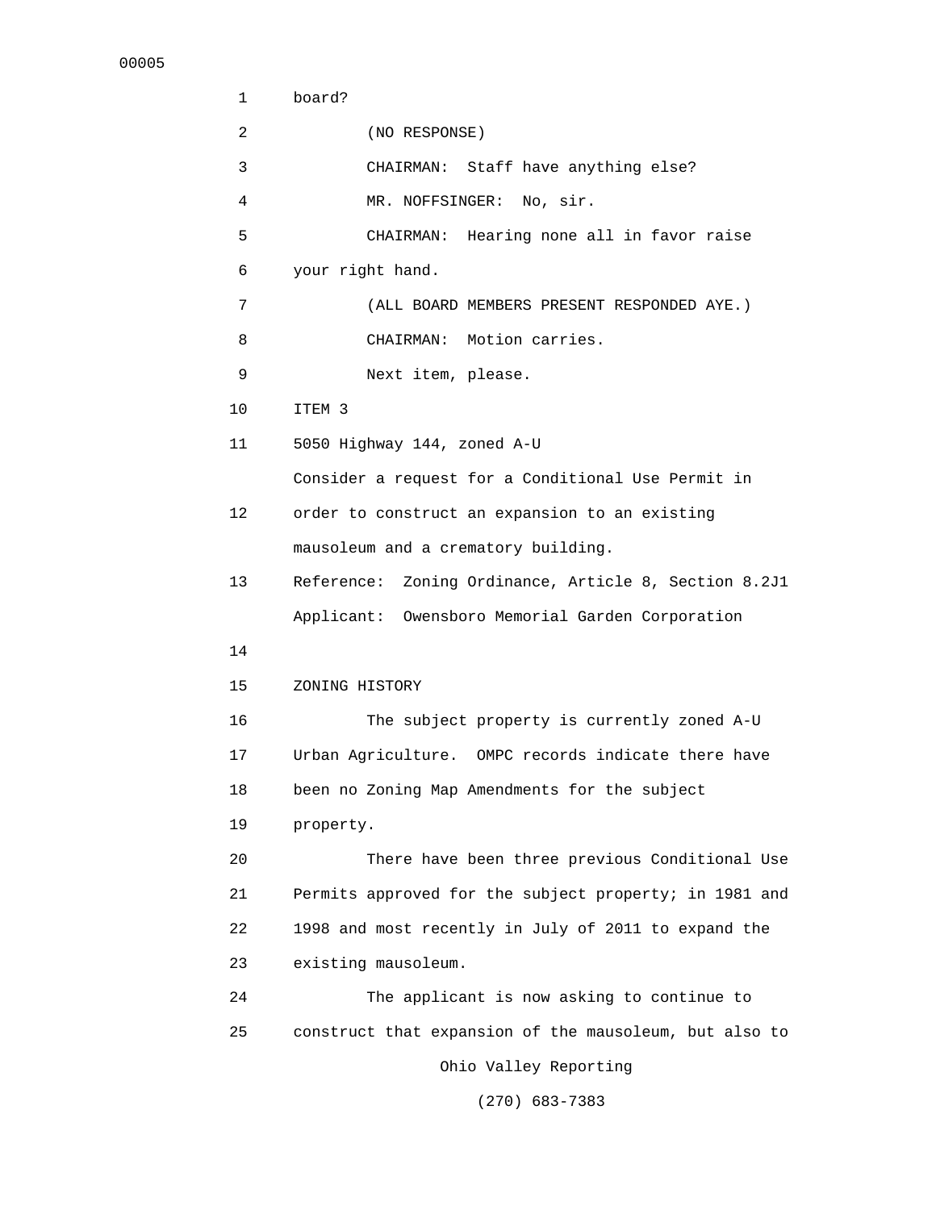board?

(NO RESPONSE)

CHAIRMAN: Staff have anything else?

MR. NOFFSINGER: No, sir.

CHAIRMAN: Hearing none all in favor raise your right hand.

(ALL BOARD MEMBERS PRESENT RESPONDED AYE.)

CHAIRMAN: Motion carries.

Next item, please.

ITEM 3

5050 Highway 144, zoned A-U

Consider a request for a Conditional Use Permit in order to construct an expansion to an existing mausoleum and a crematory building.

Reference: Zoning Ordinance, Article 8, Section 8.2J1

Applicant: Owensboro Memorial Garden Corporation

ZONING HISTORY

The subject property is currently zoned A-U Urban Agriculture. OMPC records indicate there have been no Zoning Map Amendments for the subject property.

There have been three previous Conditional Use Permits approved for the subject property; in 1981 and 1998 and most recently in July of 2011 to expand the existing mausoleum.

The applicant is now asking to continue to construct that expansion of the mausoleum, but also to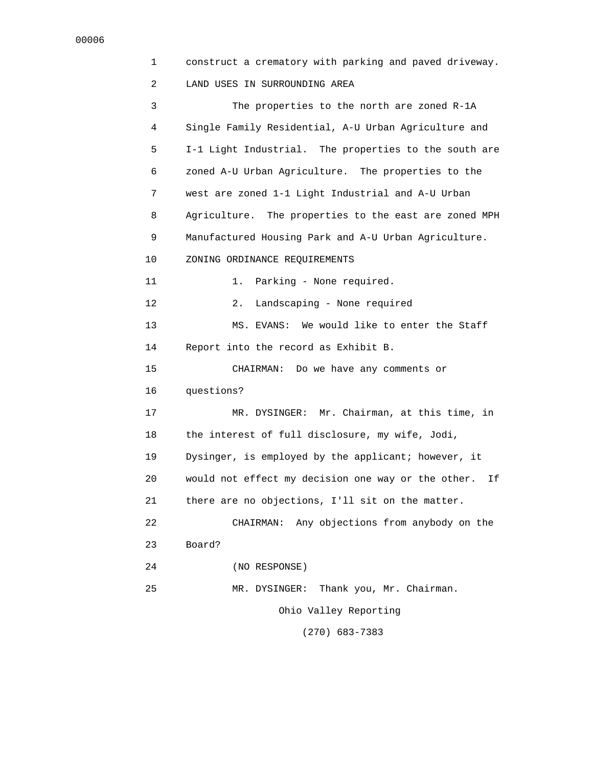construct a crematory with parking and paved driveway.

LAND USES IN SURROUNDING AREA

The properties to the north are zoned R-1A Single Family Residential, A-U Urban Agriculture and I-1 Light Industrial. The properties to the south are zoned A-U Urban Agriculture. The properties to the west are zoned 1-1 Light Industrial and A-U Urban Agriculture. The properties to the east are zoned MPH Manufactured Housing Park and A-U Urban Agriculture.

ZONING ORDINANCE REQUIREMENTS

1. Parking - None required.

2. Landscaping - None required

MS. EVANS: We would like to enter the Staff Report into the record as Exhibit B.

CHAIRMAN: Do we have any comments or questions?

MR. DYSINGER: Mr. Chairman, at this time, in the interest of full disclosure, my wife, Jodi, Dysinger, is employed by the applicant; however, it would not effect my decision one way or the other. If there are no objections, I'll sit on the matter.

CHAIRMAN: Any objections from anybody on the Board?

(NO RESPONSE)

MR. DYSINGER: Thank you, Mr. Chairman.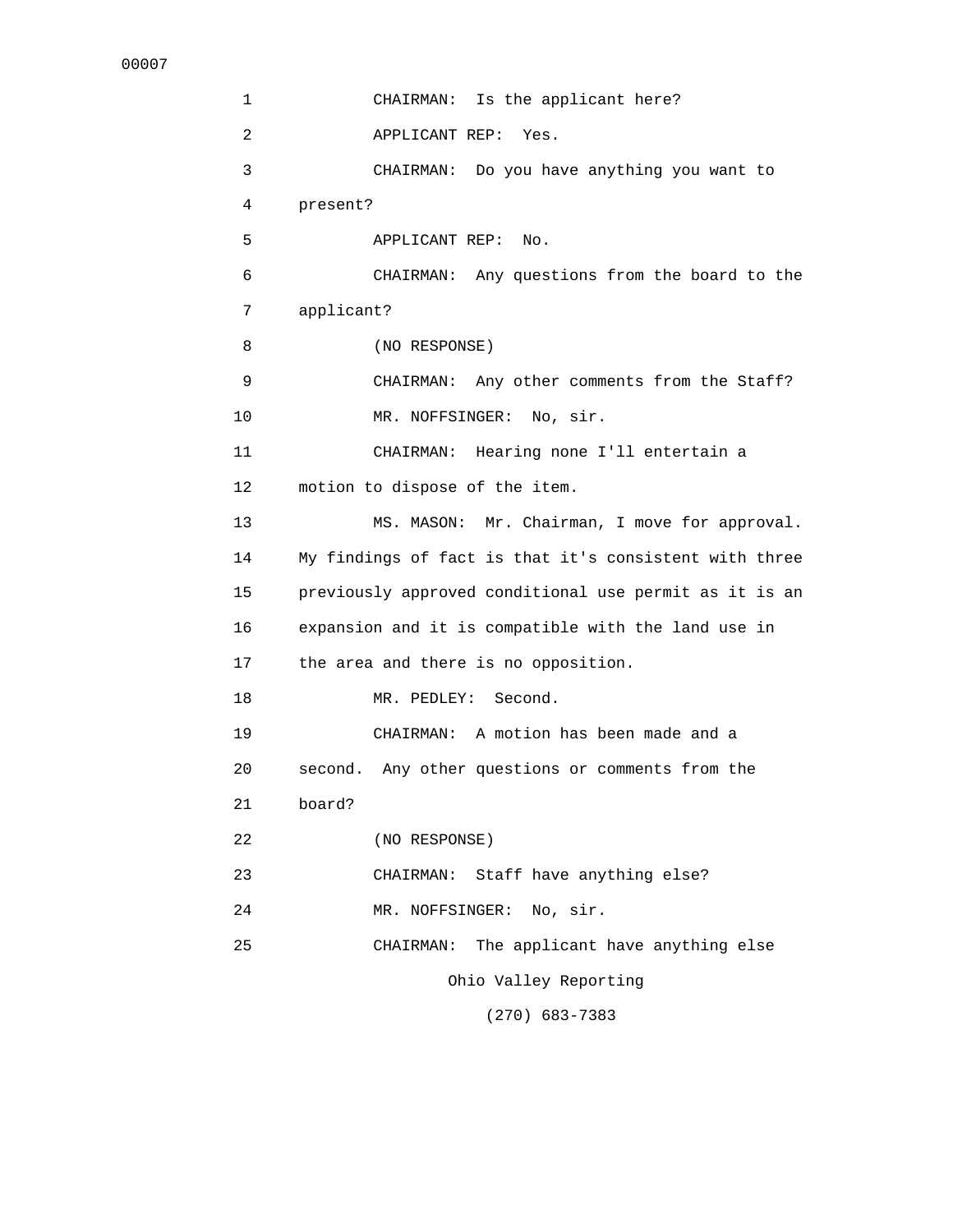CHAIRMAN: Is the applicant here?

APPLICANT REP: Yes.

CHAIRMAN: Do you have anything you want to present?

APPLICANT REP: No.

CHAIRMAN: Any questions from the board to the applicant?

(NO RESPONSE)

CHAIRMAN: Any other comments from the Staff?

MR. NOFFSINGER: No, sir.

CHAIRMAN: Hearing none I'll entertain a motion to dispose of the item.

MS. MASON: Mr. Chairman, I move for approval. My findings of fact is that it's consistent with three previously approved conditional use permit as it is an expansion and it is compatible with the land use in the area and there is no opposition.

MR. PEDLEY: Second.

CHAIRMAN: A motion has been made and a second. Any other questions or comments from the board?

(NO RESPONSE)

CHAIRMAN: Staff have anything else?

MR. NOFFSINGER: No, sir.

CHAIRMAN: The applicant have anything else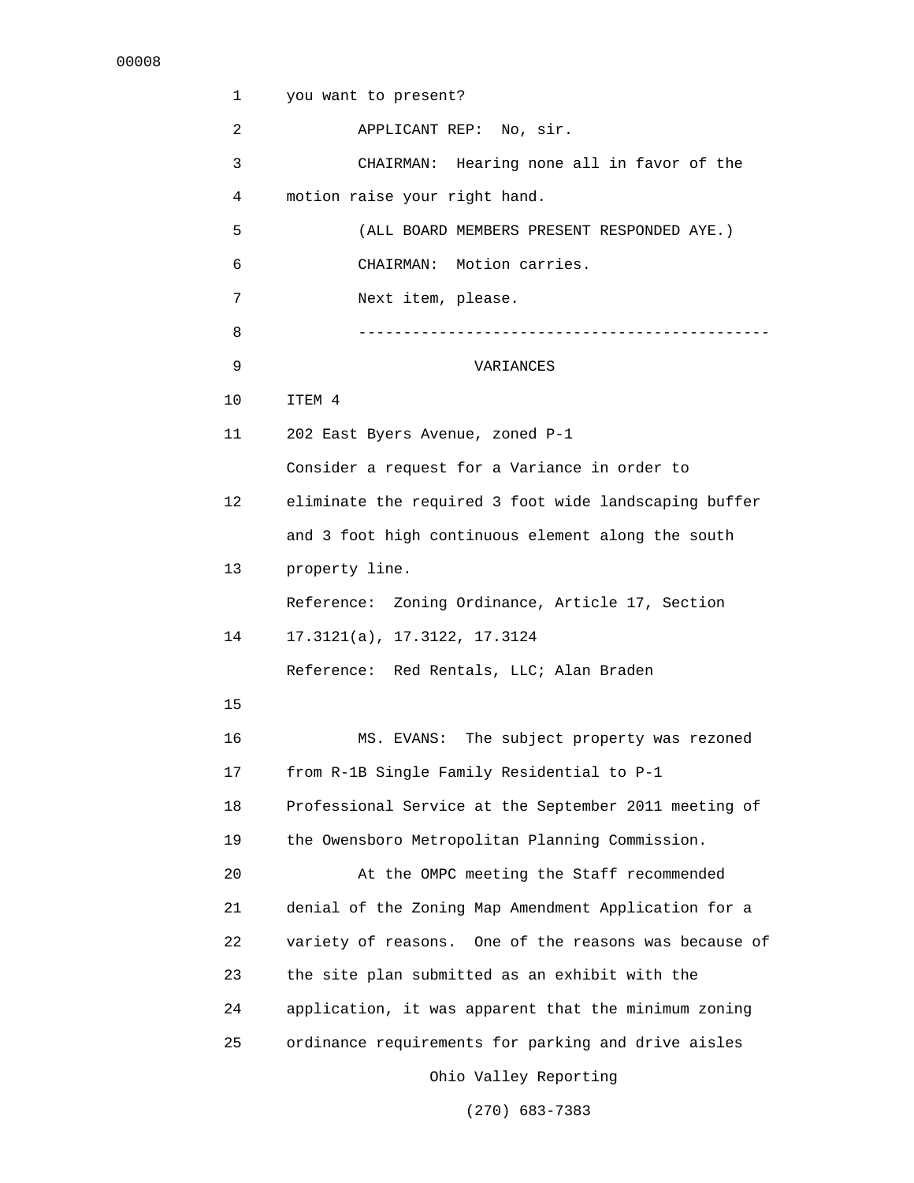you want to present?

APPLICANT REP: No, sir.

CHAIRMAN: Hearing none all in favor of the motion raise your right hand.

(ALL BOARD MEMBERS PRESENT RESPONDED AYE.)

CHAIRMAN: Motion carries.

Next item, please.

---

VARIANCES

ITEM 4

202 East Byers Avenue, zoned P-1

Consider a request for a Variance in order to eliminate the required 3 foot wide landscaping buffer and 3 foot high continuous element along the south property line.

Reference: Zoning Ordinance, Article 17, Section 17.3121(a), 17.3122, 17.3124

Reference: Red Rentals, LLC; Alan Braden

MS. EVANS: The subject property was rezoned from R-1B Single Family Residential to P-1 Professional Service at the September 2011 meeting of the Owensboro Metropolitan Planning Commission.

At the OMPC meeting the Staff recommended denial of the Zoning Map Amendment Application for a variety of reasons. One of the reasons was because of the site plan submitted as an exhibit with the application, it was apparent that the minimum zoning ordinance requirements for parking and drive aisles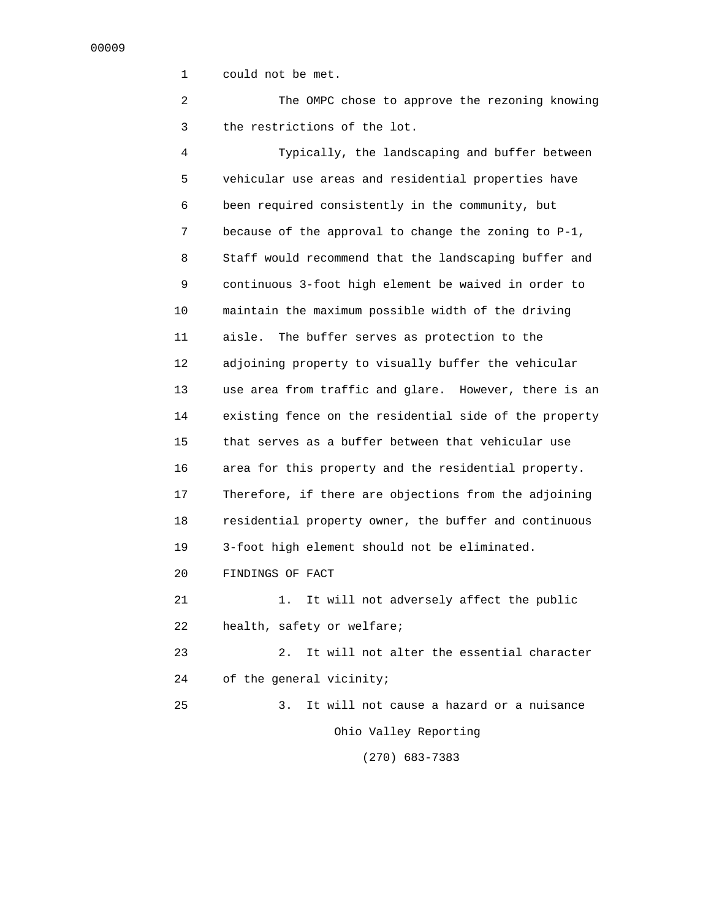could not be met.

The OMPC chose to approve the rezoning knowing the restrictions of the lot.

Typically, the landscaping and buffer between vehicular use areas and residential properties have been required consistently in the community, but because of the approval to change the zoning to P-1, Staff would recommend that the landscaping buffer and continuous 3-foot high element be waived in order to maintain the maximum possible width of the driving aisle. The buffer serves as protection to the adjoining property to visually buffer the vehicular use area from traffic and glare. However, there is an existing fence on the residential side of the property that serves as a buffer between that vehicular use area for this property and the residential property. Therefore, if there are objections from the adjoining residential property owner, the buffer and continuous 3-foot high element should not be eliminated.

FINDINGS OF FACT

1. It will not adversely affect the public health, safety or welfare;

2. It will not alter the essential character of the general vicinity;

3. It will not cause a hazard or a nuisance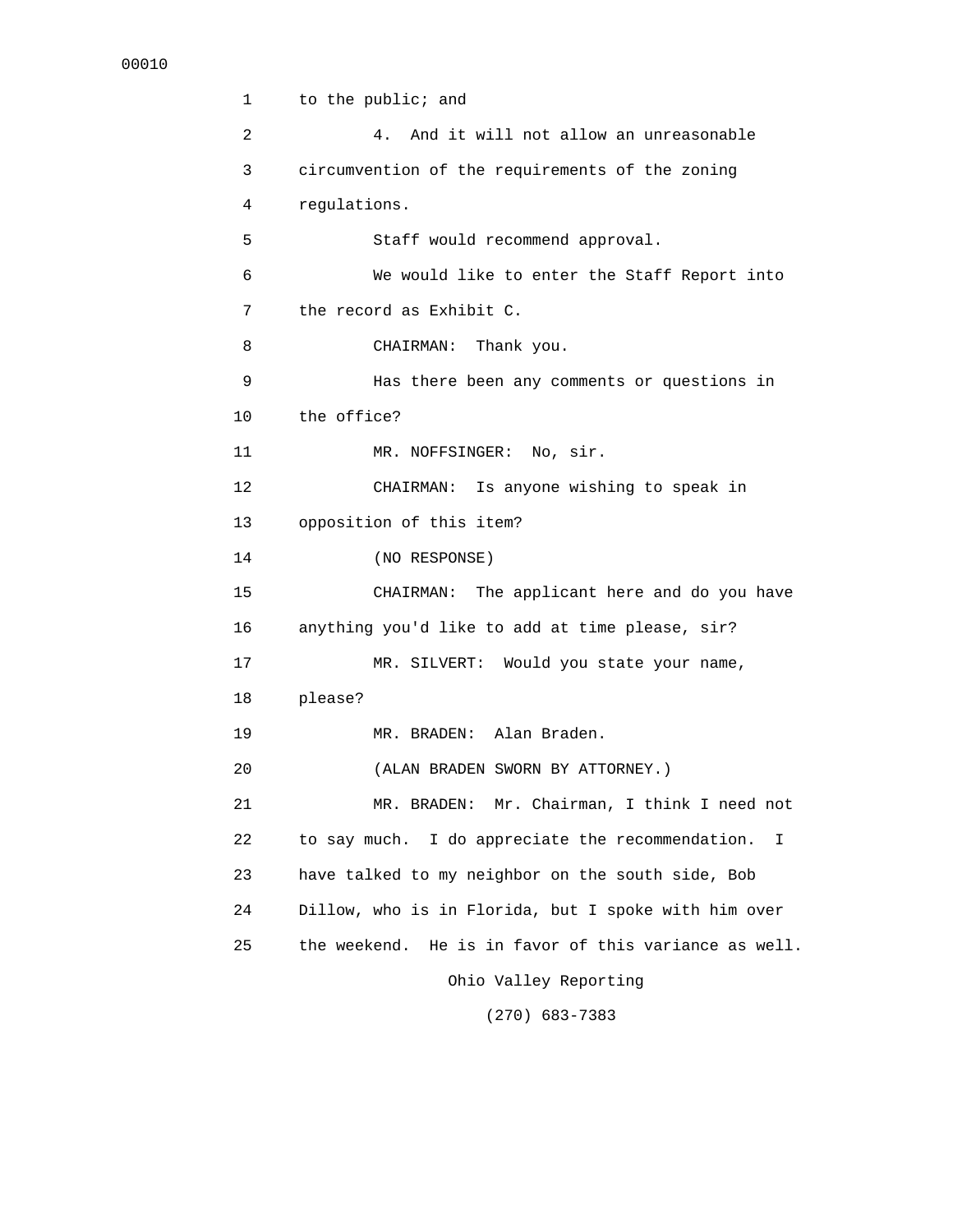to the public; and

4. And it will not allow an unreasonable circumvention of the requirements of the zoning regulations.

Staff would recommend approval.

We would like to enter the Staff Report into the record as Exhibit C.

CHAIRMAN: Thank you.

Has there been any comments or questions in the office?

MR. NOFFSINGER: No, sir.

CHAIRMAN: Is anyone wishing to speak in opposition of this item?

(NO RESPONSE)

CHAIRMAN: The applicant here and do you have anything you'd like to add at time please, sir?

MR. SILVERT: Would you state your name, please?

MR. BRADEN: Alan Braden.

(ALAN BRADEN SWORN BY ATTORNEY.)

MR. BRADEN: Mr. Chairman, I think I need not to say much. I do appreciate the recommendation. I have talked to my neighbor on the south side, Bob Dillow, who is in Florida, but I spoke with him over the weekend. He is in favor of this variance as well.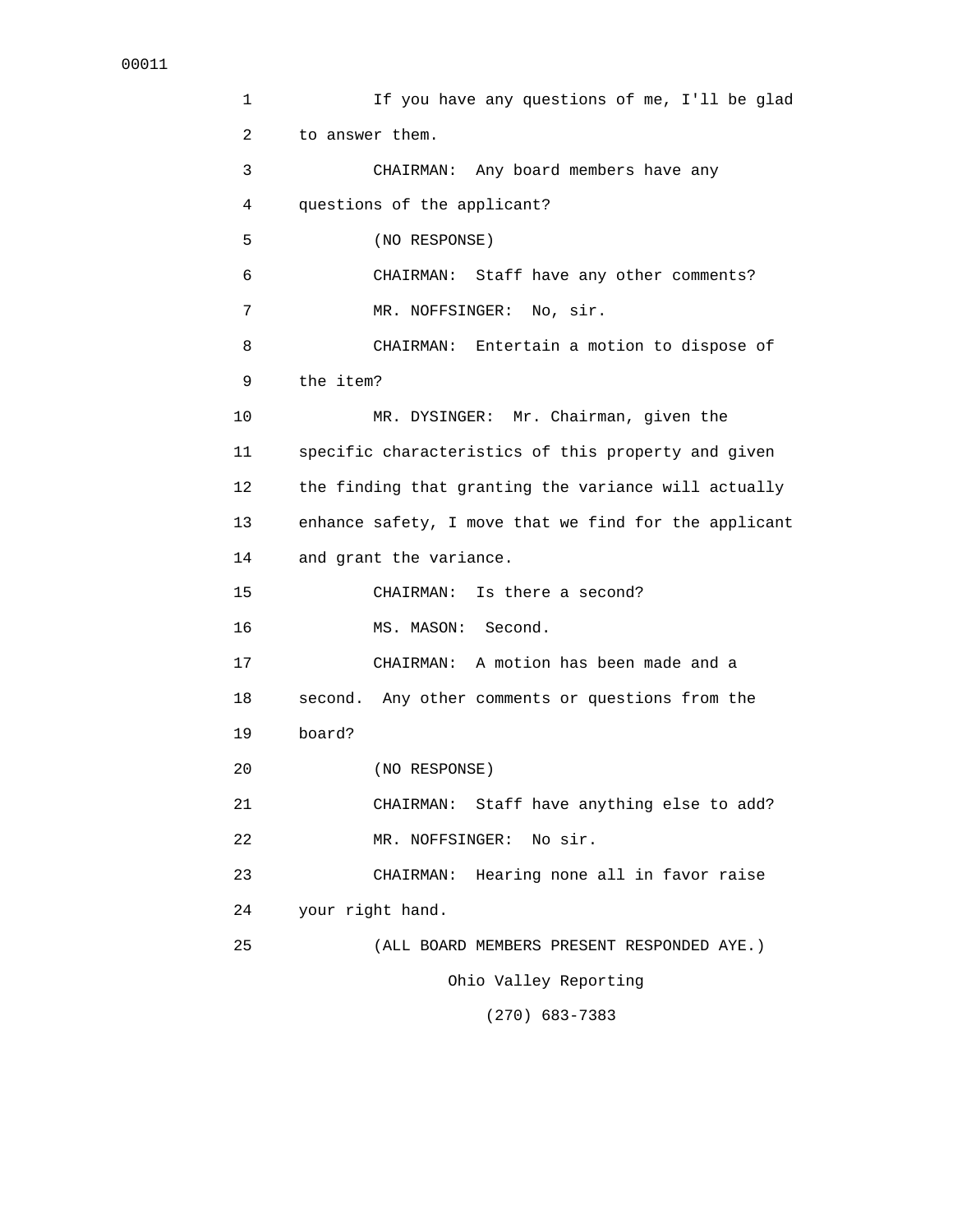If you have any questions of me, I'll be glad to answer them.

CHAIRMAN: Any board members have any questions of the applicant?

(NO RESPONSE)

CHAIRMAN: Staff have any other comments?

MR. NOFFSINGER: No, sir.

CHAIRMAN: Entertain a motion to dispose of the item?

MR. DYSINGER: Mr. Chairman, given the specific characteristics of this property and given the finding that granting the variance will actually enhance safety, I move that we find for the applicant and grant the variance.

CHAIRMAN: Is there a second?

MS. MASON: Second.

CHAIRMAN: A motion has been made and a second. Any other comments or questions from the board?

(NO RESPONSE)

CHAIRMAN: Staff have anything else to add?

MR. NOFFSINGER: No sir.

CHAIRMAN: Hearing none all in favor raise your right hand.

(ALL BOARD MEMBERS PRESENT RESPONDED AYE.)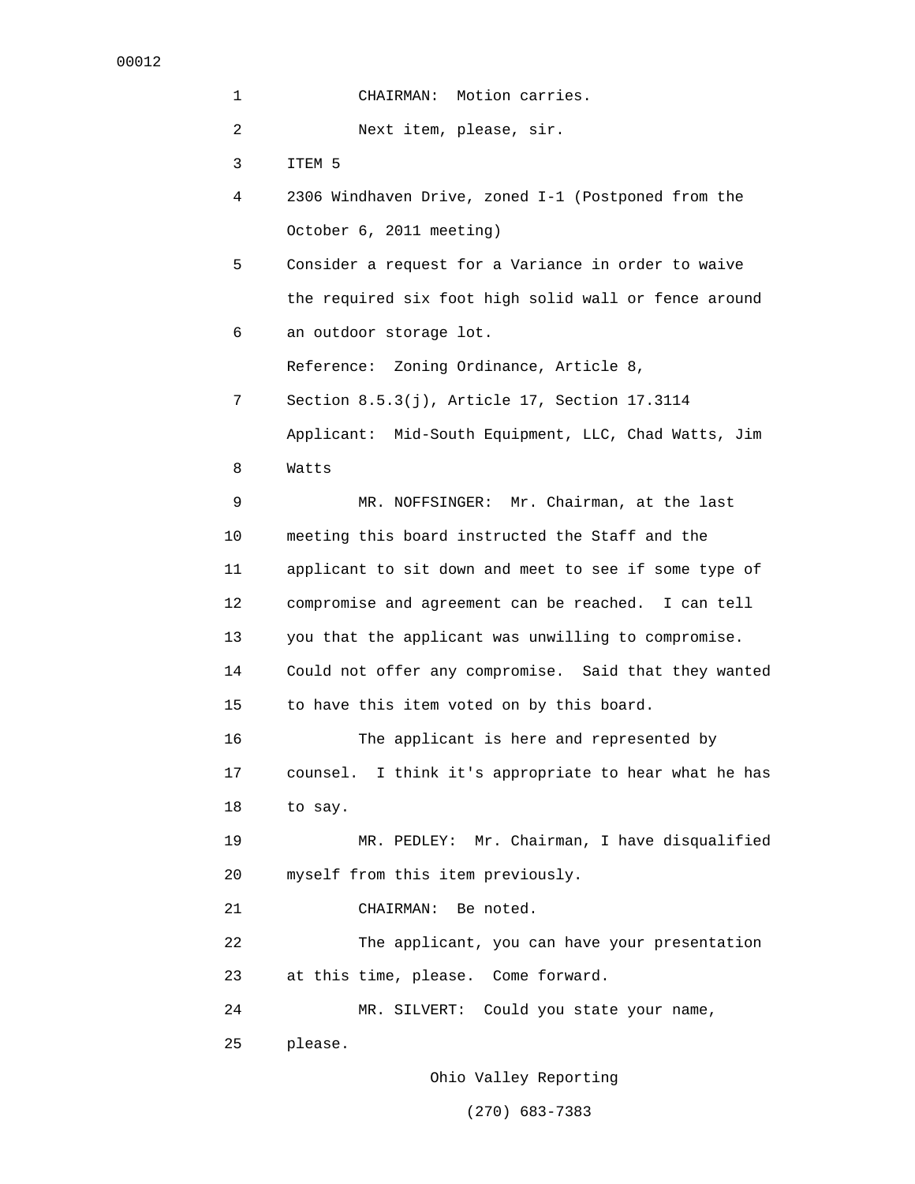CHAIRMAN: Motion carries.

Next item, please, sir.

ITEM 5

2306 Windhaven Drive, zoned I-1 (Postponed from the October 6, 2011 meeting)

Consider a request for a Variance in order to waive the required six foot high solid wall or fence around an outdoor storage lot.

Reference: Zoning Ordinance, Article 8, Section 8.5.3(j), Article 17, Section 17.3114

Applicant: Mid-South Equipment, LLC, Chad Watts, Jim Watts

MR. NOFFSINGER: Mr. Chairman, at the last meeting this board instructed the Staff and the applicant to sit down and meet to see if some type of compromise and agreement can be reached. I can tell you that the applicant was unwilling to compromise. Could not offer any compromise. Said that they wanted to have this item voted on by this board.

The applicant is here and represented by counsel. I think it's appropriate to hear what he has to say.

MR. PEDLEY: Mr. Chairman, I have disqualified myself from this item previously.

CHAIRMAN: Be noted.

The applicant, you can have your presentation at this time, please. Come forward.

MR. SILVERT: Could you state your name, please.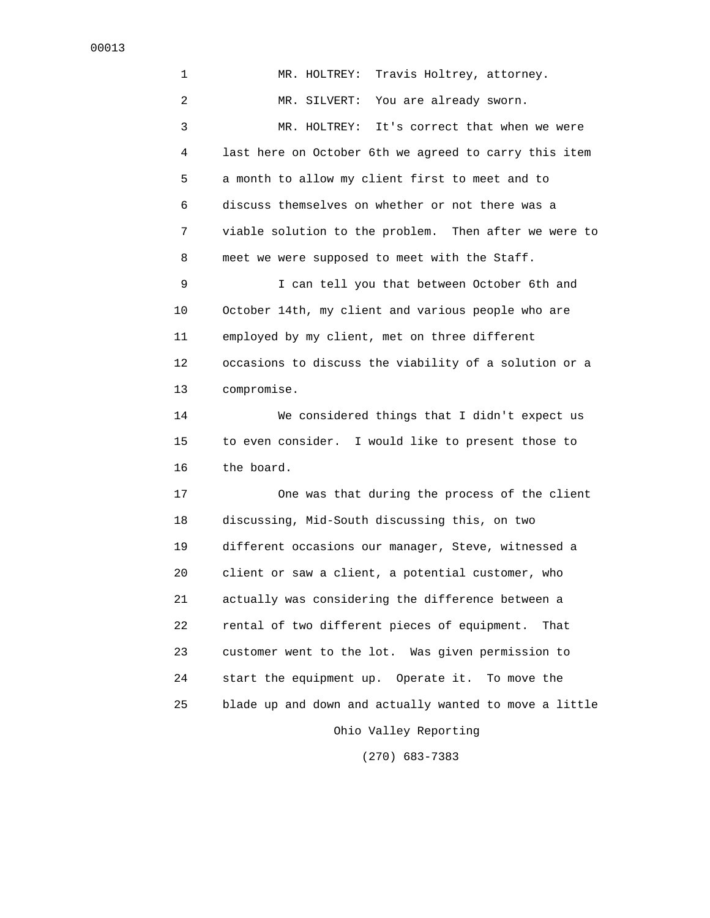MR. HOLTREY: Travis Holtrey, attorney.

MR. SILVERT: You are already sworn.

MR. HOLTREY: It's correct that when we were last here on October 6th we agreed to carry this item a month to allow my client first to meet and to discuss themselves on whether or not there was a viable solution to the problem. Then after we were to meet we were supposed to meet with the Staff.

I can tell you that between October 6th and October 14th, my client and various people who are employed by my client, met on three different occasions to discuss the viability of a solution or a compromise.

We considered things that I didn't expect us to even consider. I would like to present those to the board.

One was that during the process of the client discussing, Mid-South discussing this, on two different occasions our manager, Steve, witnessed a client or saw a client, a potential customer, who actually was considering the difference between a rental of two different pieces of equipment. That customer went to the lot. Was given permission to start the equipment up. Operate it. To move the blade up and down and actually wanted to move a little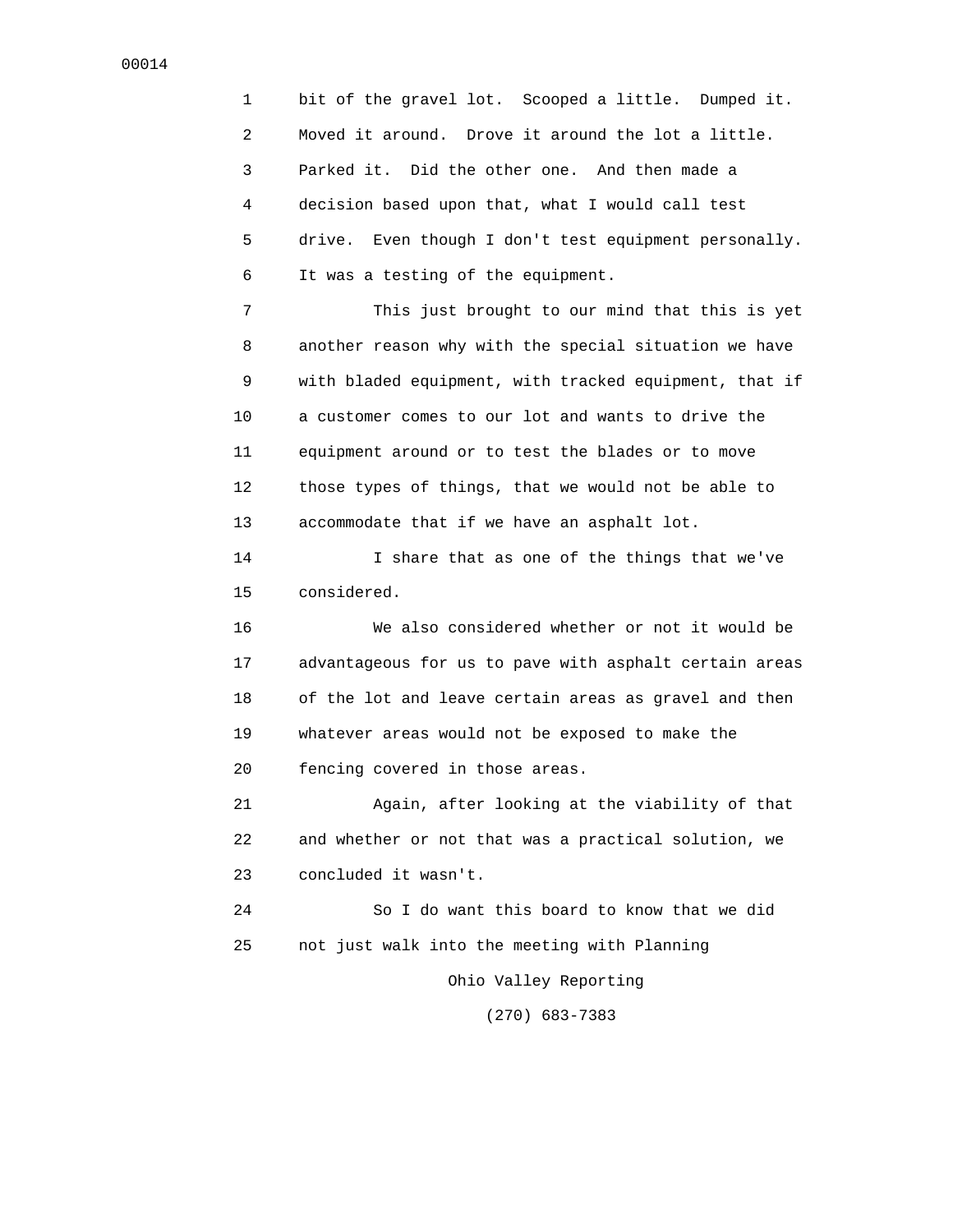bit of the gravel lot. Scooped a little. Dumped it. Moved it around. Drove it around the lot a little. Parked it. Did the other one. And then made a decision based upon that, what I would call test drive. Even though I don't test equipment personally. It was a testing of the equipment.

This just brought to our mind that this is yet another reason why with the special situation we have with bladed equipment, with tracked equipment, that if a customer comes to our lot and wants to drive the equipment around or to test the blades or to move those types of things, that we would not be able to accommodate that if we have an asphalt lot.

I share that as one of the things that we've considered.

We also considered whether or not it would be advantageous for us to pave with asphalt certain areas of the lot and leave certain areas as gravel and then whatever areas would not be exposed to make the fencing covered in those areas.

Again, after looking at the viability of that and whether or not that was a practical solution, we concluded it wasn't.

So I do want this board to know that we did not just walk into the meeting with Planning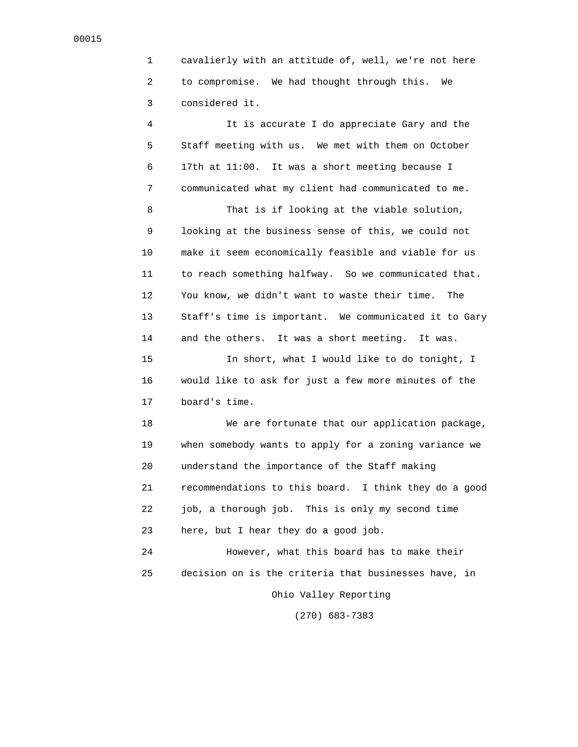cavalierly with an attitude of, well, we're not here to compromise. We had thought through this. We considered it.

It is accurate I do appreciate Gary and the Staff meeting with us. We met with them on October 17th at 11:00. It was a short meeting because I communicated what my client had communicated to me.

That is if looking at the viable solution, looking at the business sense of this, we could not make it seem economically feasible and viable for us to reach something halfway. So we communicated that. You know, we didn't want to waste their time. The Staff's time is important. We communicated it to Gary and the others. It was a short meeting. It was.

In short, what I would like to do tonight, I would like to ask for just a few more minutes of the board's time.

We are fortunate that our application package, when somebody wants to apply for a zoning variance we understand the importance of the Staff making recommendations to this board. I think they do a good job, a thorough job. This is only my second time here, but I hear they do a good job.

However, what this board has to make their decision on is the criteria that businesses have, in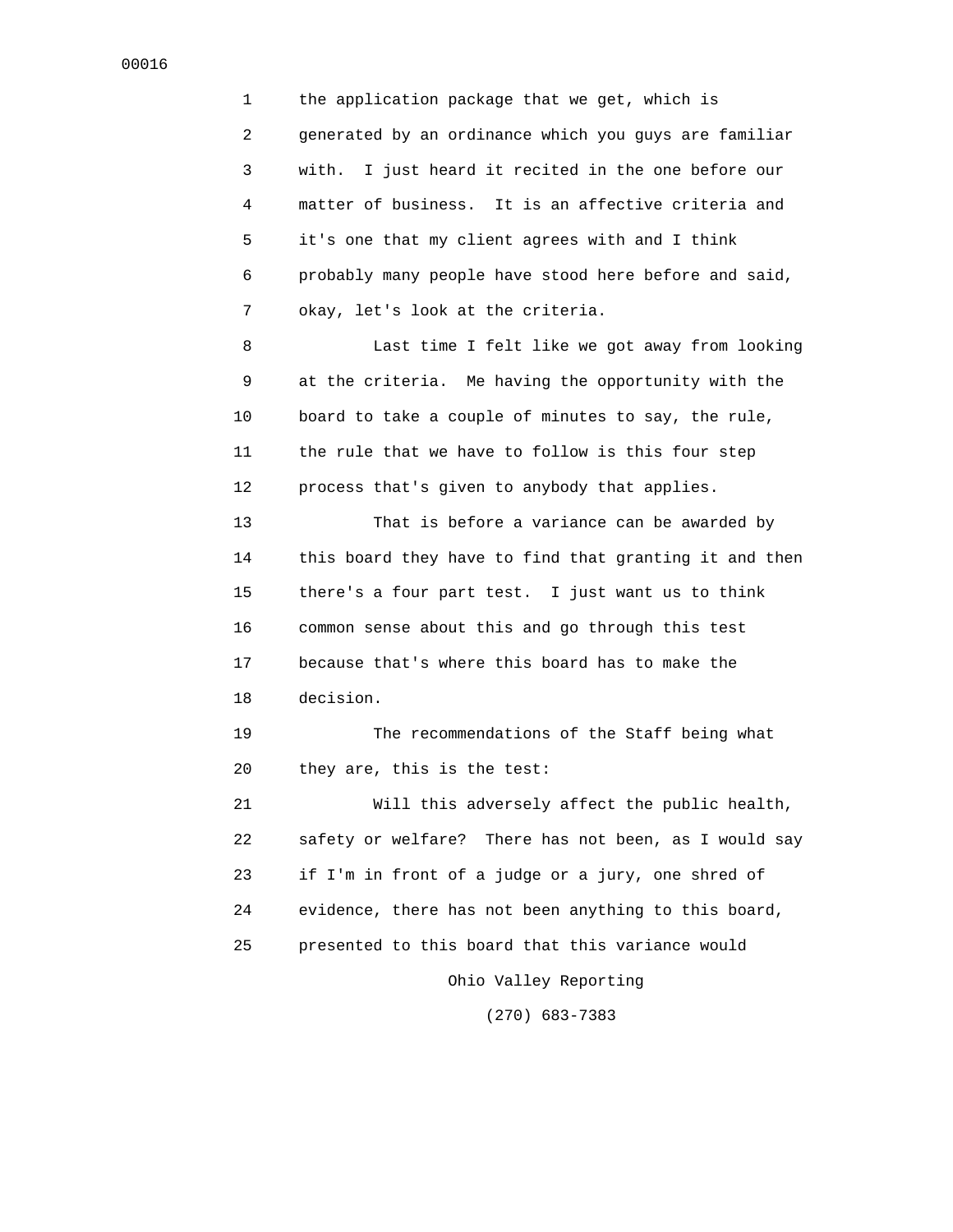the application package that we get, which is generated by an ordinance which you guys are familiar with. I just heard it recited in the one before our matter of business. It is an affective criteria and it's one that my client agrees with and I think probably many people have stood here before and said, okay, let's look at the criteria.

Last time I felt like we got away from looking at the criteria. Me having the opportunity with the board to take a couple of minutes to say, the rule, the rule that we have to follow is this four step process that's given to anybody that applies.

That is before a variance can be awarded by this board they have to find that granting it and then there's a four part test. I just want us to think common sense about this and go through this test because that's where this board has to make the decision.

The recommendations of the Staff being what they are, this is the test:

Will this adversely affect the public health, safety or welfare? There has not been, as I would say if I'm in front of a judge or a jury, one shred of evidence, there has not been anything to this board, presented to this board that this variance would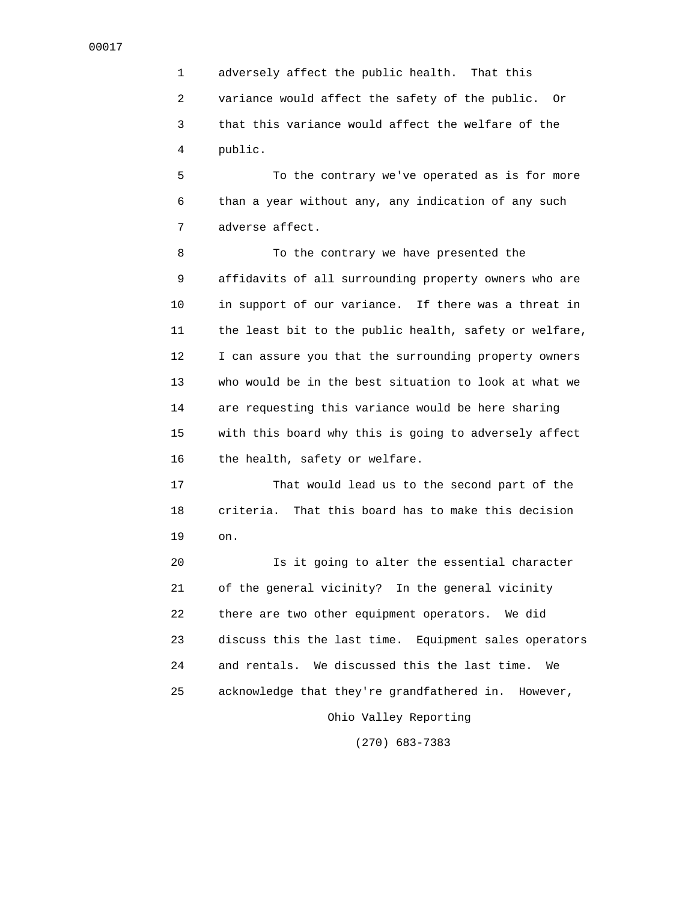adversely affect the public health. That this variance would affect the safety of the public. Or that this variance would affect the welfare of the public.

To the contrary we've operated as is for more than a year without any, any indication of any such adverse affect.

To the contrary we have presented the affidavits of all surrounding property owners who are in support of our variance. If there was a threat in the least bit to the public health, safety or welfare, I can assure you that the surrounding property owners who would be in the best situation to look at what we are requesting this variance would be here sharing with this board why this is going to adversely affect the health, safety or welfare.

That would lead us to the second part of the criteria. That this board has to make this decision on.

Is it going to alter the essential character of the general vicinity? In the general vicinity there are two other equipment operators. We did discuss this the last time. Equipment sales operators and rentals. We discussed this the last time. We acknowledge that they're grandfathered in. However,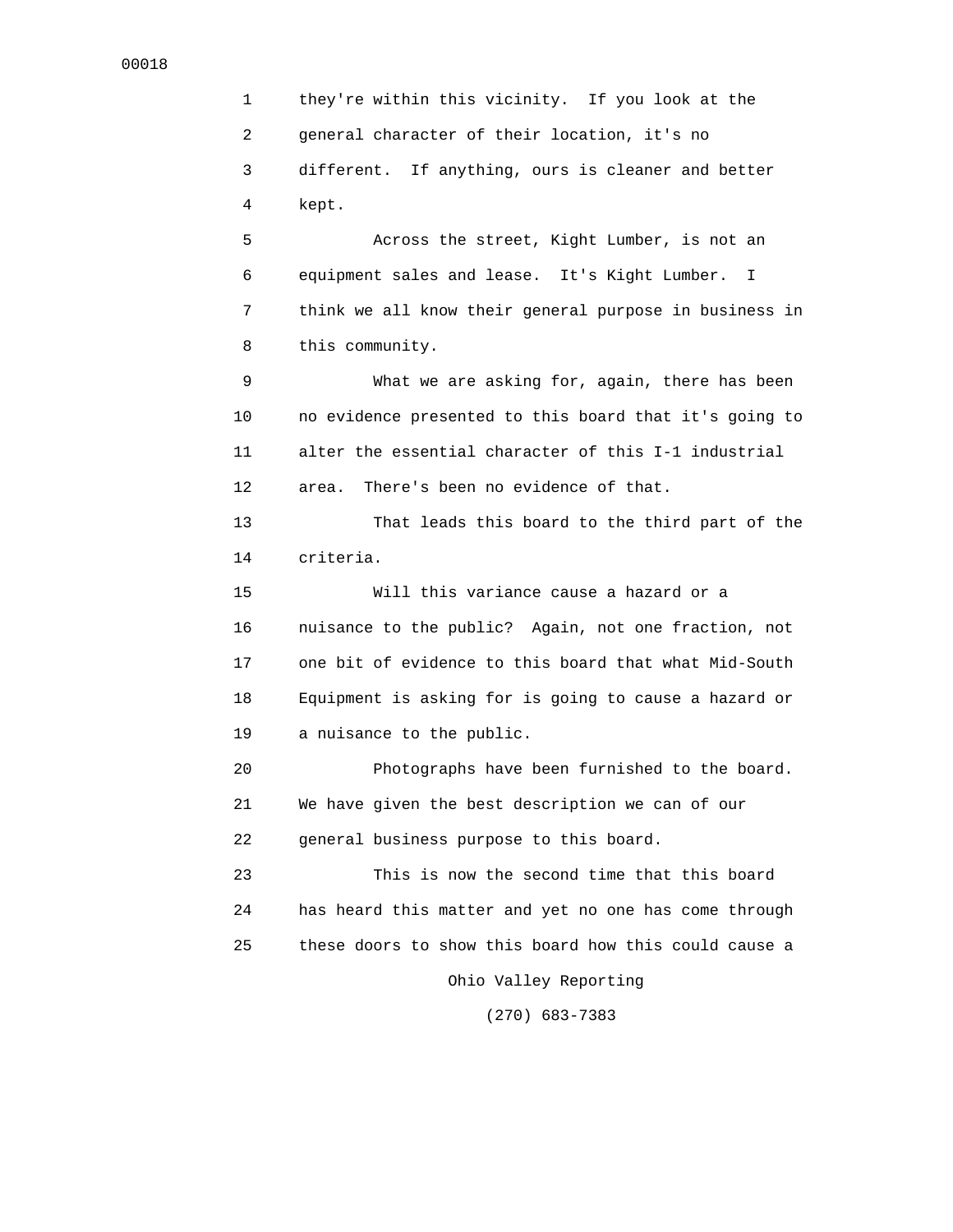they're within this vicinity. If you look at the general character of their location, it's no different. If anything, ours is cleaner and better kept.

Across the street, Kight Lumber, is not an equipment sales and lease. It's Kight Lumber. I think we all know their general purpose in business in this community.

What we are asking for, again, there has been no evidence presented to this board that it's going to alter the essential character of this I-1 industrial area. There's been no evidence of that.

That leads this board to the third part of the criteria.

Will this variance cause a hazard or a nuisance to the public? Again, not one fraction, not one bit of evidence to this board that what Mid-South Equipment is asking for is going to cause a hazard or a nuisance to the public.

Photographs have been furnished to the board. We have given the best description we can of our general business purpose to this board.

This is now the second time that this board has heard this matter and yet no one has come through these doors to show this board how this could cause a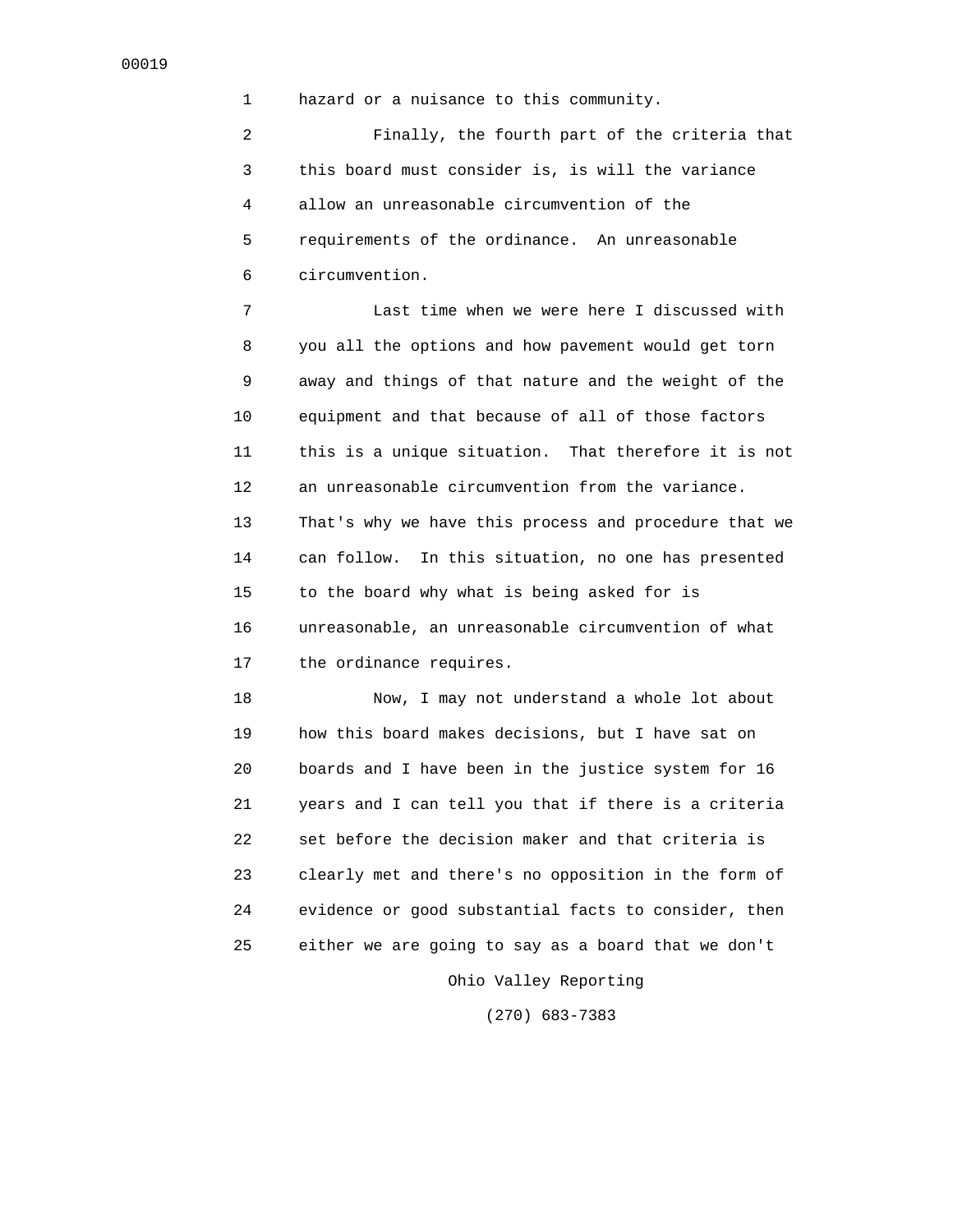hazard or a nuisance to this community.

Finally, the fourth part of the criteria that this board must consider is, is will the variance allow an unreasonable circumvention of the requirements of the ordinance. An unreasonable circumvention.

Last time when we were here I discussed with you all the options and how pavement would get torn away and things of that nature and the weight of the equipment and that because of all of those factors this is a unique situation. That therefore it is not an unreasonable circumvention from the variance. That's why we have this process and procedure that we can follow. In this situation, no one has presented to the board why what is being asked for is unreasonable, an unreasonable circumvention of what the ordinance requires.

Now, I may not understand a whole lot about how this board makes decisions, but I have sat on boards and I have been in the justice system for 16 years and I can tell you that if there is a criteria set before the decision maker and that criteria is clearly met and there's no opposition in the form of evidence or good substantial facts to consider, then either we are going to say as a board that we don't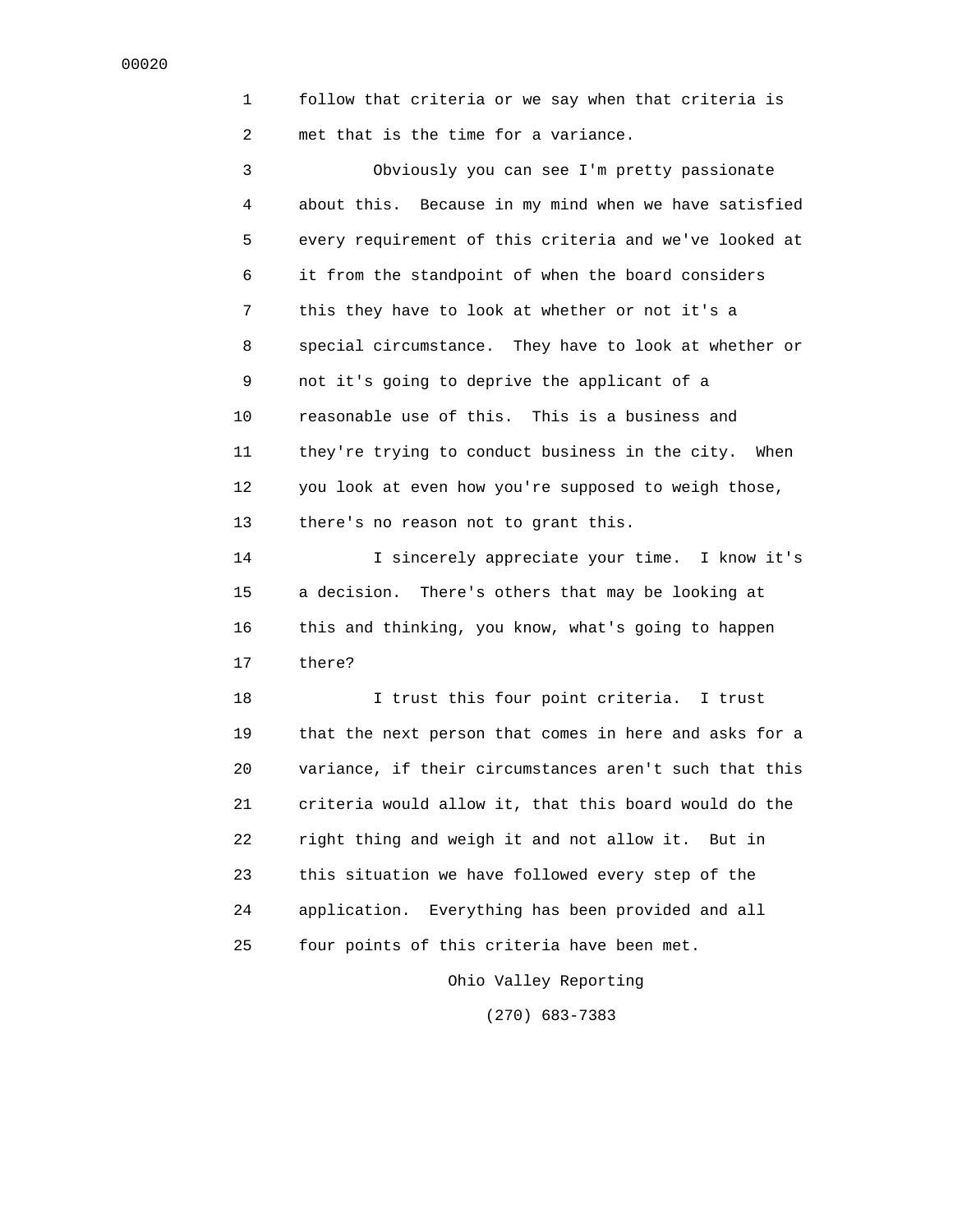follow that criteria or we say when that criteria is met that is the time for a variance.

Obviously you can see I'm pretty passionate about this. Because in my mind when we have satisfied every requirement of this criteria and we've looked at it from the standpoint of when the board considers this they have to look at whether or not it's a special circumstance. They have to look at whether or not it's going to deprive the applicant of a reasonable use of this. This is a business and they're trying to conduct business in the city. When you look at even how you're supposed to weigh those, there's no reason not to grant this.

I sincerely appreciate your time. I know it's a decision. There's others that may be looking at this and thinking, you know, what's going to happen there?

I trust this four point criteria. I trust that the next person that comes in here and asks for a variance, if their circumstances aren't such that this criteria would allow it, that this board would do the right thing and weigh it and not allow it. But in this situation we have followed every step of the application. Everything has been provided and all four points of this criteria have been met.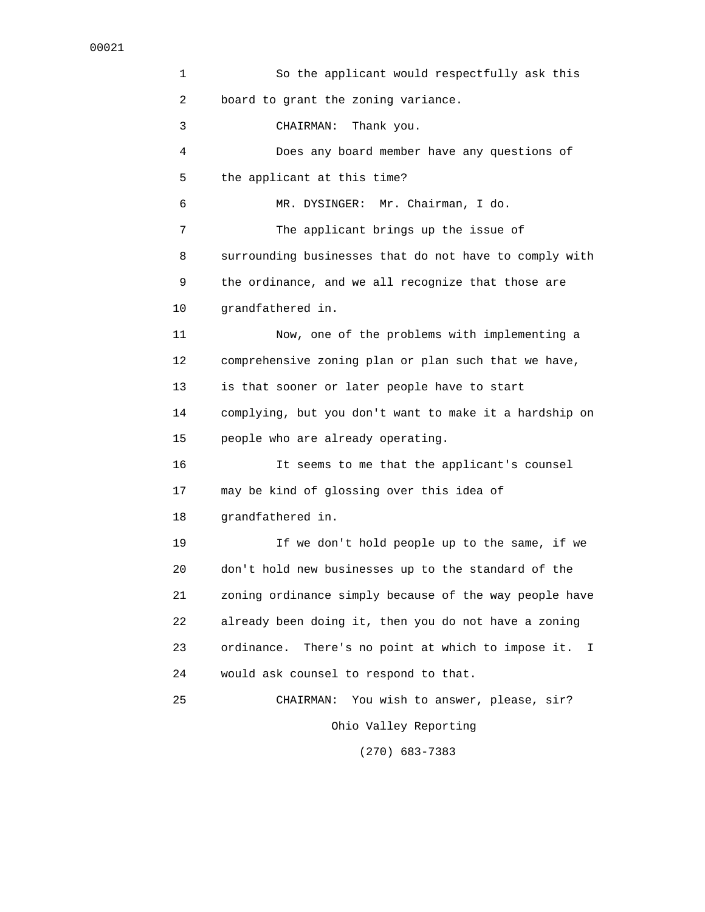So the applicant would respectfully ask this board to grant the zoning variance.

CHAIRMAN: Thank you.

Does any board member have any questions of the applicant at this time?

MR. DYSINGER: Mr. Chairman, I do.

The applicant brings up the issue of surrounding businesses that do not have to comply with the ordinance, and we all recognize that those are grandfathered in.

Now, one of the problems with implementing a comprehensive zoning plan or plan such that we have, is that sooner or later people have to start complying, but you don't want to make it a hardship on people who are already operating.

It seems to me that the applicant's counsel may be kind of glossing over this idea of grandfathered in.

If we don't hold people up to the same, if we don't hold new businesses up to the standard of the zoning ordinance simply because of the way people have already been doing it, then you do not have a zoning ordinance. There's no point at which to impose it. I would ask counsel to respond to that.

CHAIRMAN: You wish to answer, please, sir?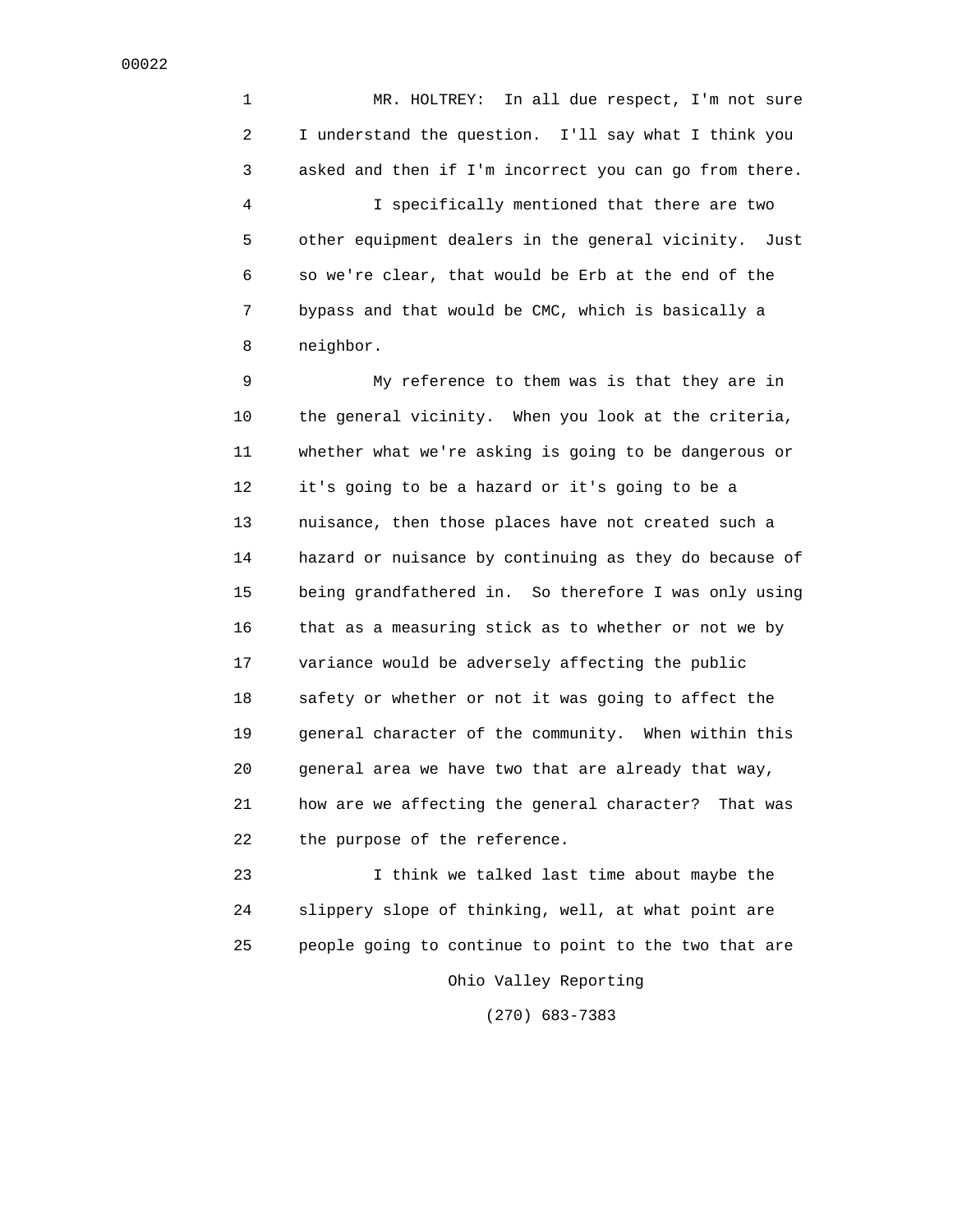MR. HOLTREY: In all due respect, I'm not sure I understand the question. I'll say what I think you asked and then if I'm incorrect you can go from there.

I specifically mentioned that there are two other equipment dealers in the general vicinity. Just so we're clear, that would be Erb at the end of the bypass and that would be CMC, which is basically a neighbor.

My reference to them was is that they are in the general vicinity. When you look at the criteria, whether what we're asking is going to be dangerous or it's going to be a hazard or it's going to be a nuisance, then those places have not created such a hazard or nuisance by continuing as they do because of being grandfathered in. So therefore I was only using that as a measuring stick as to whether or not we by variance would be adversely affecting the public safety or whether or not it was going to affect the general character of the community. When within this general area we have two that are already that way, how are we affecting the general character? That was the purpose of the reference.

I think we talked last time about maybe the slippery slope of thinking, well, at what point are people going to continue to point to the two that are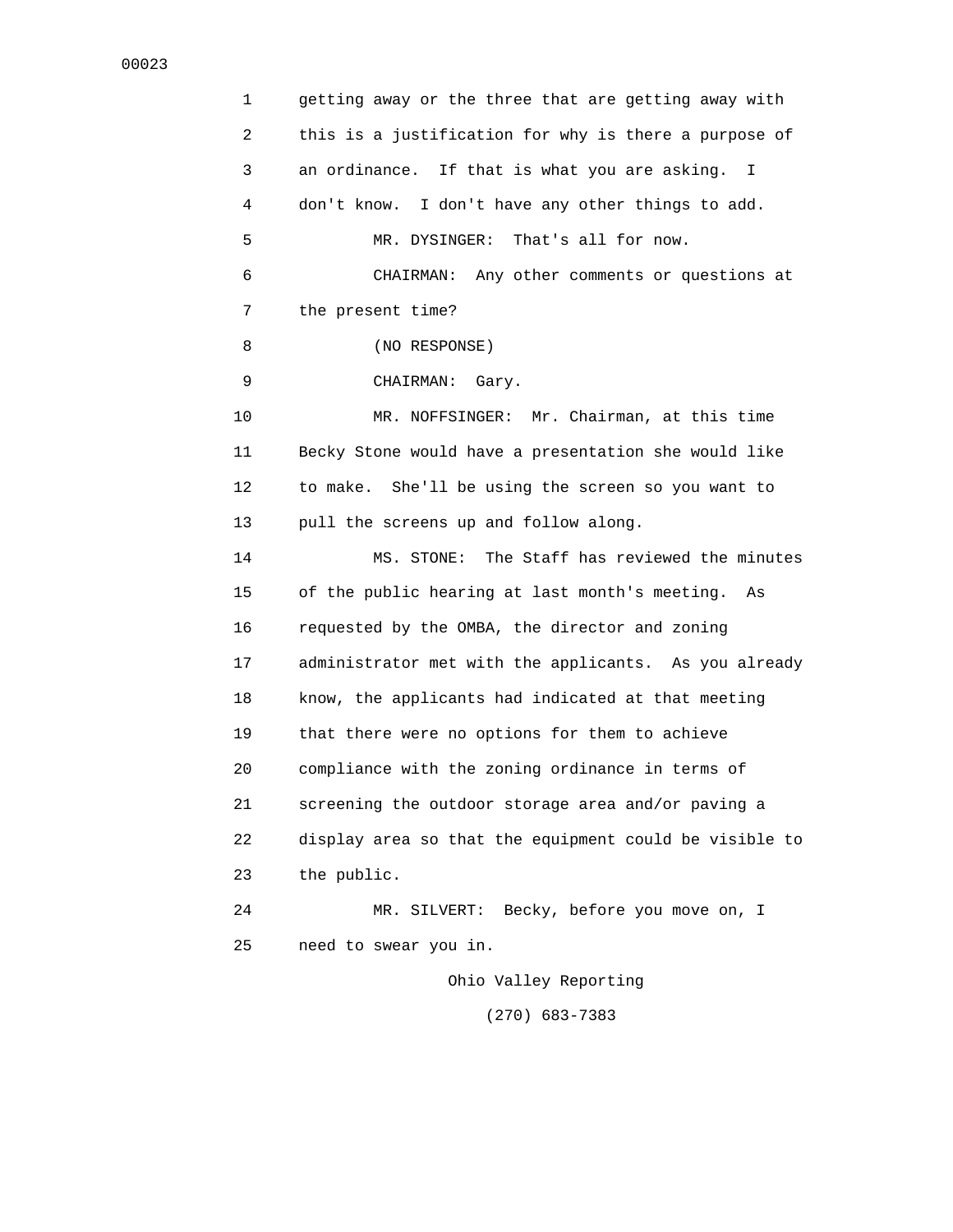getting away or the three that are getting away with this is a justification for why is there a purpose of an ordinance. If that is what you are asking. I don't know. I don't have any other things to add.

MR. DYSINGER: That's all for now.

CHAIRMAN: Any other comments or questions at the present time?

(NO RESPONSE)

CHAIRMAN: Gary.

MR. NOFFSINGER: Mr. Chairman, at this time Becky Stone would have a presentation she would like to make. She'll be using the screen so you want to pull the screens up and follow along.

MS. STONE: The Staff has reviewed the minutes of the public hearing at last month's meeting. As requested by the OMBA, the director and zoning administrator met with the applicants. As you already know, the applicants had indicated at that meeting that there were no options for them to achieve compliance with the zoning ordinance in terms of screening the outdoor storage area and/or paving a display area so that the equipment could be visible to the public.

MR. SILVERT: Becky, before you move on, I need to swear you in.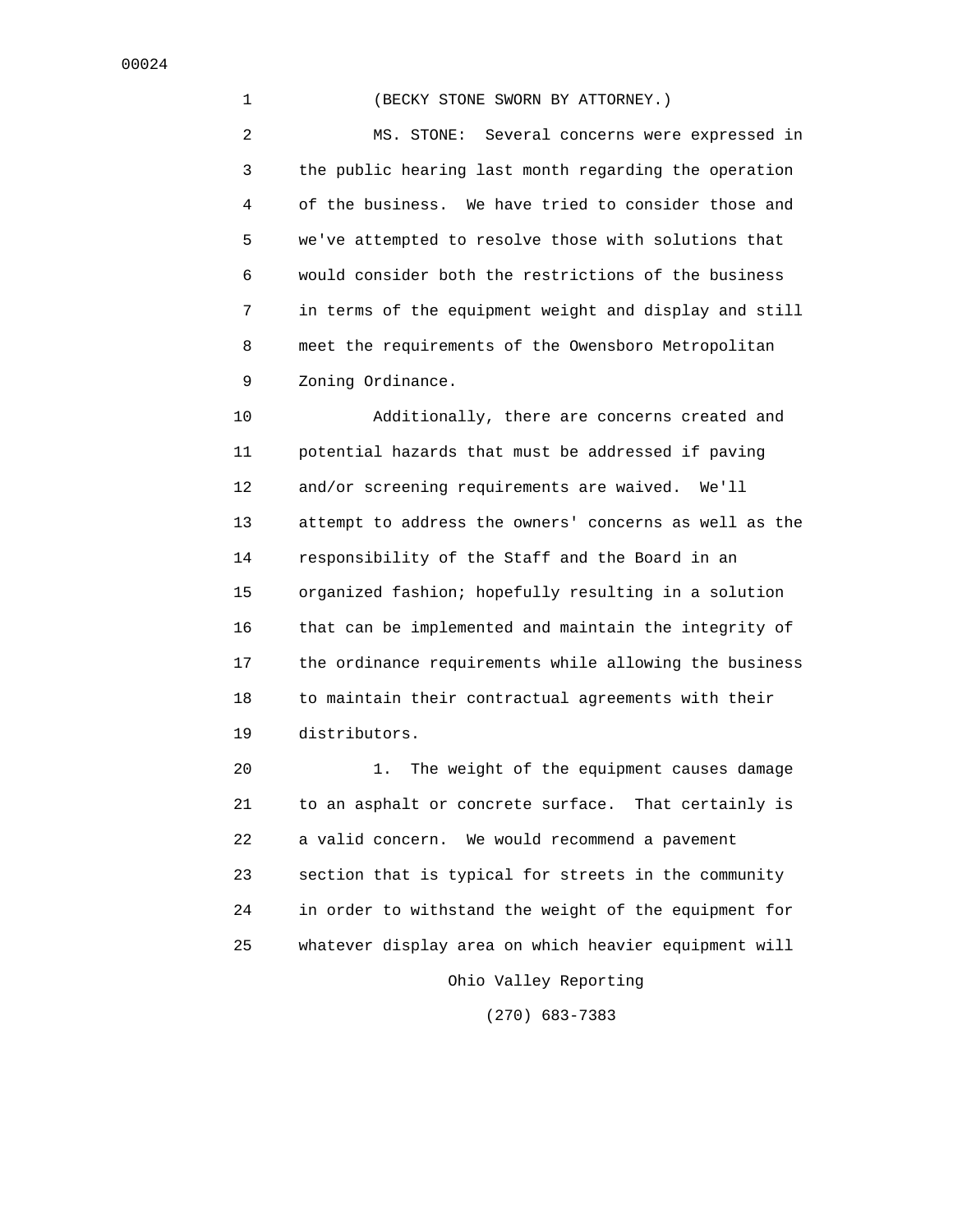(BECKY STONE SWORN BY ATTORNEY.)

MS. STONE: Several concerns were expressed in the public hearing last month regarding the operation of the business. We have tried to consider those and we've attempted to resolve those with solutions that would consider both the restrictions of the business in terms of the equipment weight and display and still meet the requirements of the Owensboro Metropolitan Zoning Ordinance.

Additionally, there are concerns created and potential hazards that must be addressed if paving and/or screening requirements are waived. We'll attempt to address the owners' concerns as well as the responsibility of the Staff and the Board in an organized fashion; hopefully resulting in a solution that can be implemented and maintain the integrity of the ordinance requirements while allowing the business to maintain their contractual agreements with their distributors.

1. The weight of the equipment causes damage to an asphalt or concrete surface. That certainly is a valid concern. We would recommend a pavement section that is typical for streets in the community in order to withstand the weight of the equipment for whatever display area on which heavier equipment will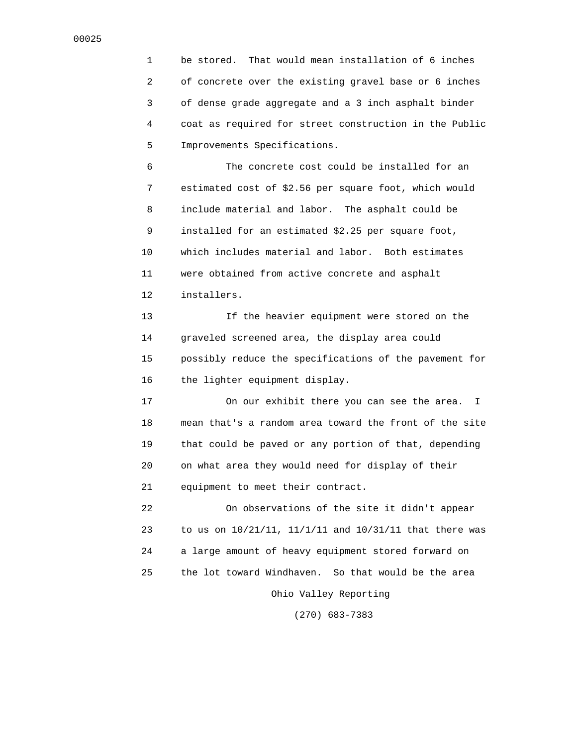be stored. That would mean installation of 6 inches of concrete over the existing gravel base or 6 inches of dense grade aggregate and a 3 inch asphalt binder coat as required for street construction in the Public Improvements Specifications.

The concrete cost could be installed for an estimated cost of $2.56 per square foot, which would include material and labor. The asphalt could be installed for an estimated $2.25 per square foot, which includes material and labor. Both estimates were obtained from active concrete and asphalt installers.

If the heavier equipment were stored on the graveled screened area, the display area could possibly reduce the specifications of the pavement for the lighter equipment display.

On our exhibit there you can see the area. I mean that's a random area toward the front of the site that could be paved or any portion of that, depending on what area they would need for display of their equipment to meet their contract.

On observations of the site it didn't appear to us on 10/21/11, 11/1/11 and 10/31/11 that there was a large amount of heavy equipment stored forward on the lot toward Windhaven. So that would be the area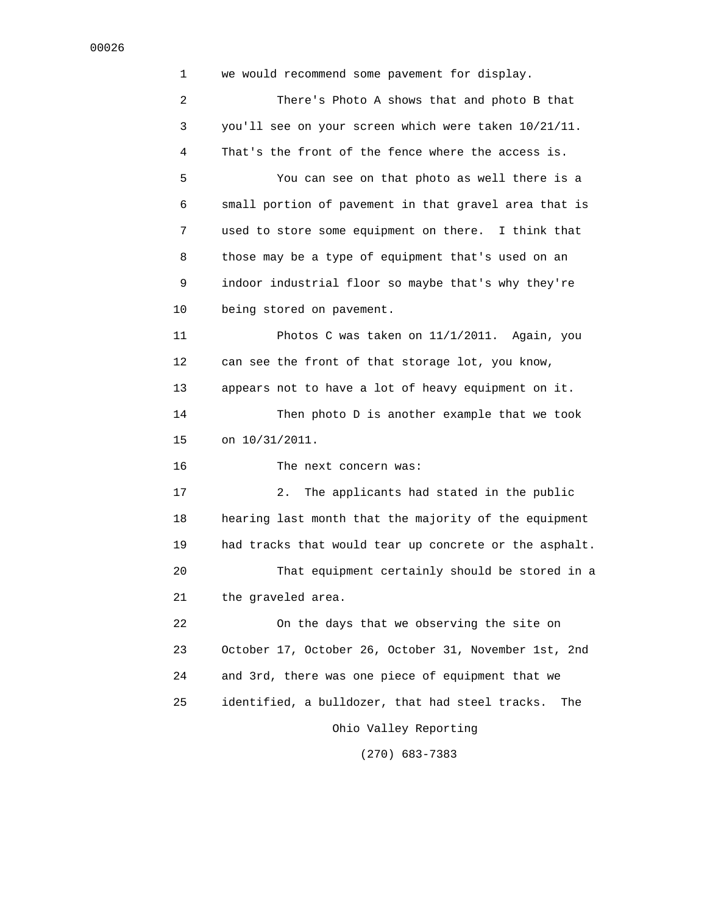we would recommend some pavement for display.

There's Photo A shows that and photo B that you'll see on your screen which were taken 10/21/11. That's the front of the fence where the access is.

You can see on that photo as well there is a small portion of pavement in that gravel area that is used to store some equipment on there. I think that those may be a type of equipment that's used on an indoor industrial floor so maybe that's why they're being stored on pavement.

Photos C was taken on 11/1/2011. Again, you can see the front of that storage lot, you know, appears not to have a lot of heavy equipment on it.

Then photo D is another example that we took on 10/31/2011.

The next concern was:

2. The applicants had stated in the public hearing last month that the majority of the equipment had tracks that would tear up concrete or the asphalt.

That equipment certainly should be stored in a the graveled area.

On the days that we observing the site on October 17, October 26, October 31, November 1st, 2nd and 3rd, there was one piece of equipment that we identified, a bulldozer, that had steel tracks. The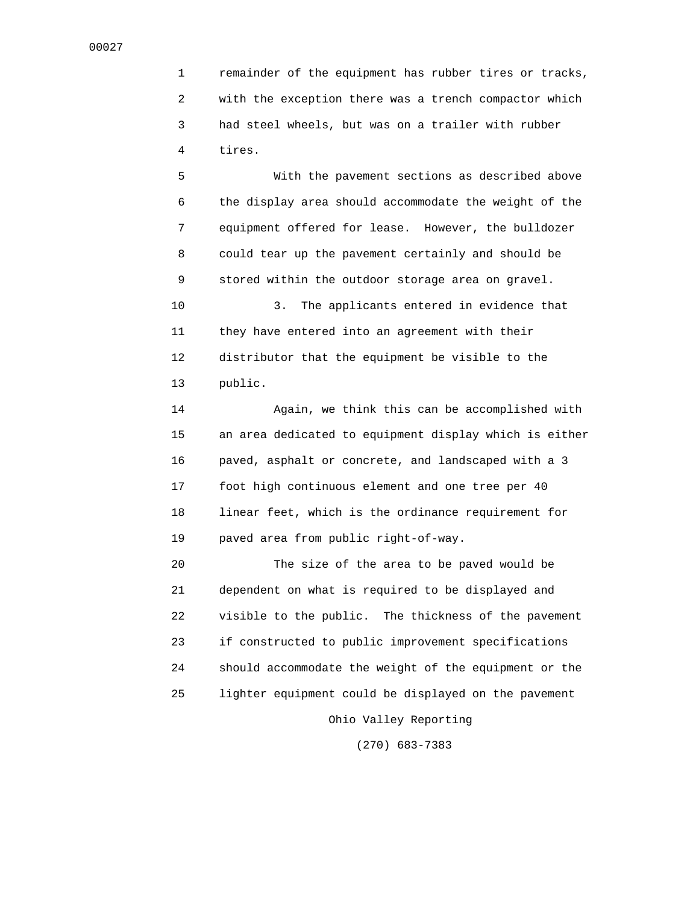remainder of the equipment has rubber tires or tracks, with the exception there was a trench compactor which had steel wheels, but was on a trailer with rubber tires.

With the pavement sections as described above the display area should accommodate the weight of the equipment offered for lease. However, the bulldozer could tear up the pavement certainly and should be stored within the outdoor storage area on gravel.

3. The applicants entered in evidence that they have entered into an agreement with their distributor that the equipment be visible to the public.

Again, we think this can be accomplished with an area dedicated to equipment display which is either paved, asphalt or concrete, and landscaped with a 3 foot high continuous element and one tree per 40 linear feet, which is the ordinance requirement for paved area from public right-of-way.

The size of the area to be paved would be dependent on what is required to be displayed and visible to the public. The thickness of the pavement if constructed to public improvement specifications should accommodate the weight of the equipment or the lighter equipment could be displayed on the pavement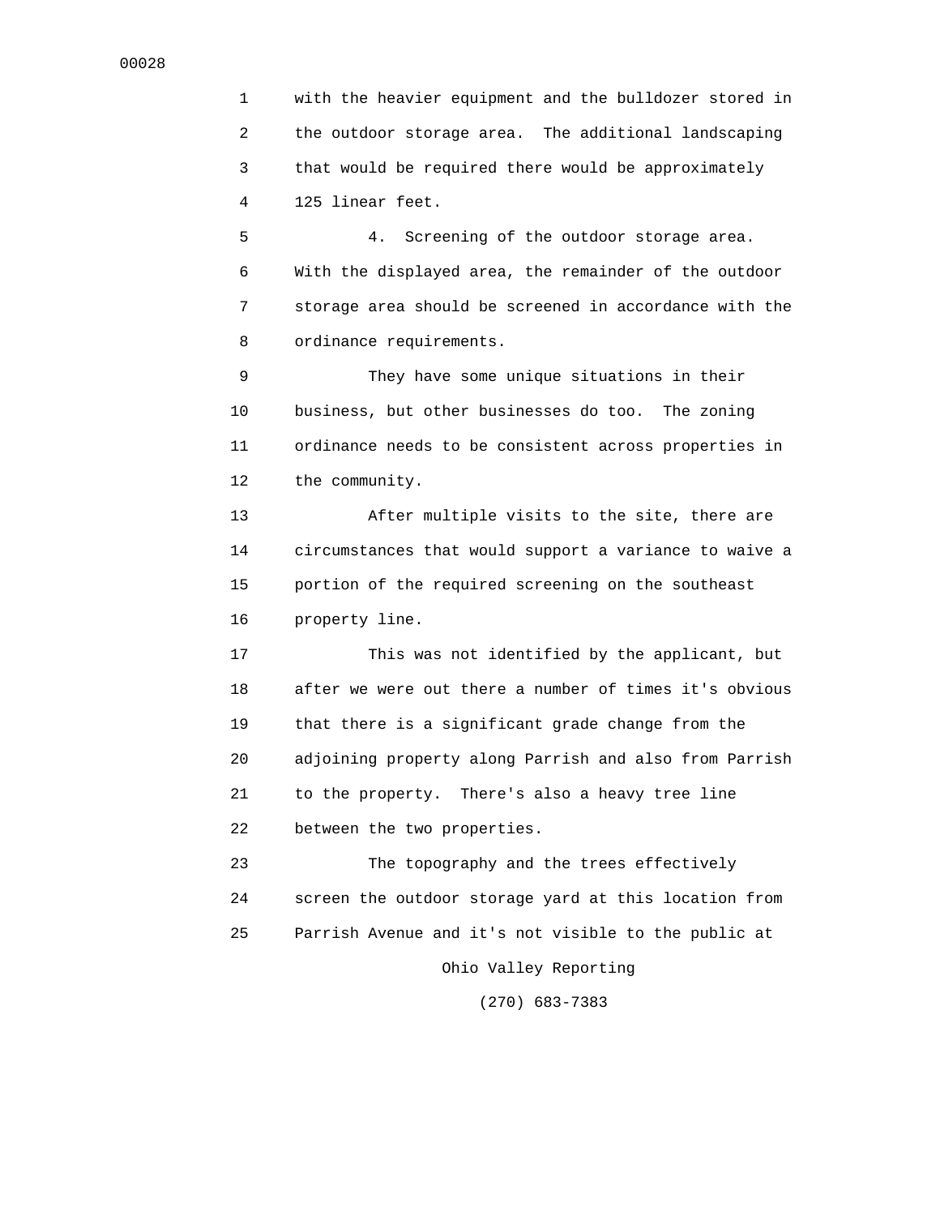with the heavier equipment and the bulldozer stored in the outdoor storage area. The additional landscaping that would be required there would be approximately 125 linear feet.

4. Screening of the outdoor storage area. With the displayed area, the remainder of the outdoor storage area should be screened in accordance with the ordinance requirements.

They have some unique situations in their business, but other businesses do too. The zoning ordinance needs to be consistent across properties in the community.

After multiple visits to the site, there are circumstances that would support a variance to waive a portion of the required screening on the southeast property line.

This was not identified by the applicant, but after we were out there a number of times it's obvious that there is a significant grade change from the adjoining property along Parrish and also from Parrish to the property. There's also a heavy tree line between the two properties.

The topography and the trees effectively screen the outdoor storage yard at this location from Parrish Avenue and it's not visible to the public at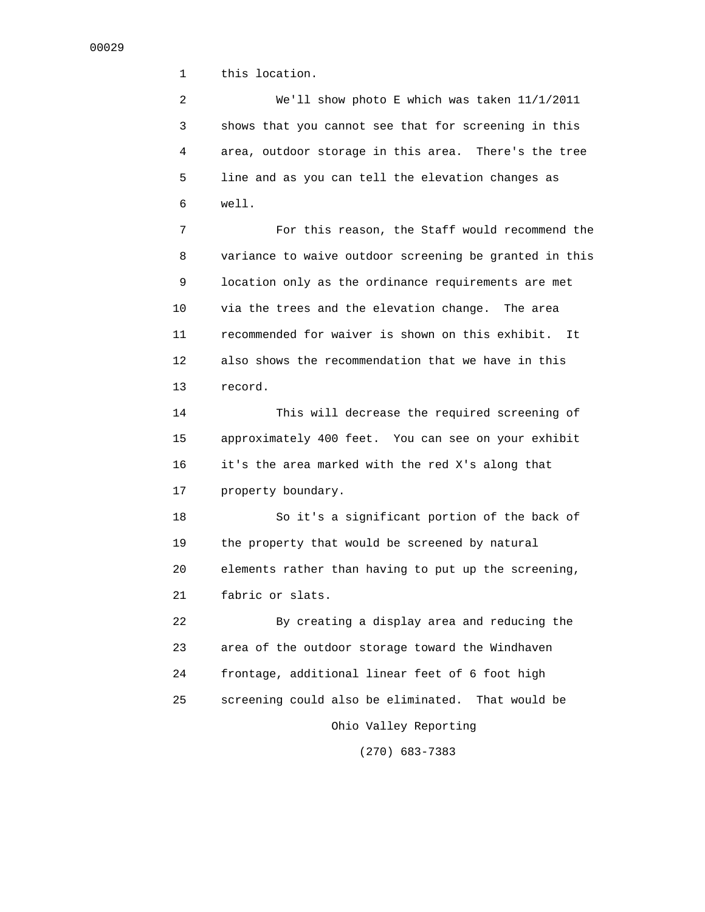this location.

We'll show photo E which was taken 11/1/2011 shows that you cannot see that for screening in this area, outdoor storage in this area. There's the tree line and as you can tell the elevation changes as well.

For this reason, the Staff would recommend the variance to waive outdoor screening be granted in this location only as the ordinance requirements are met via the trees and the elevation change. The area recommended for waiver is shown on this exhibit. It also shows the recommendation that we have in this record.

This will decrease the required screening of approximately 400 feet. You can see on your exhibit it's the area marked with the red X's along that property boundary.

So it's a significant portion of the back of the property that would be screened by natural elements rather than having to put up the screening, fabric or slats.

By creating a display area and reducing the area of the outdoor storage toward the Windhaven frontage, additional linear feet of 6 foot high screening could also be eliminated. That would be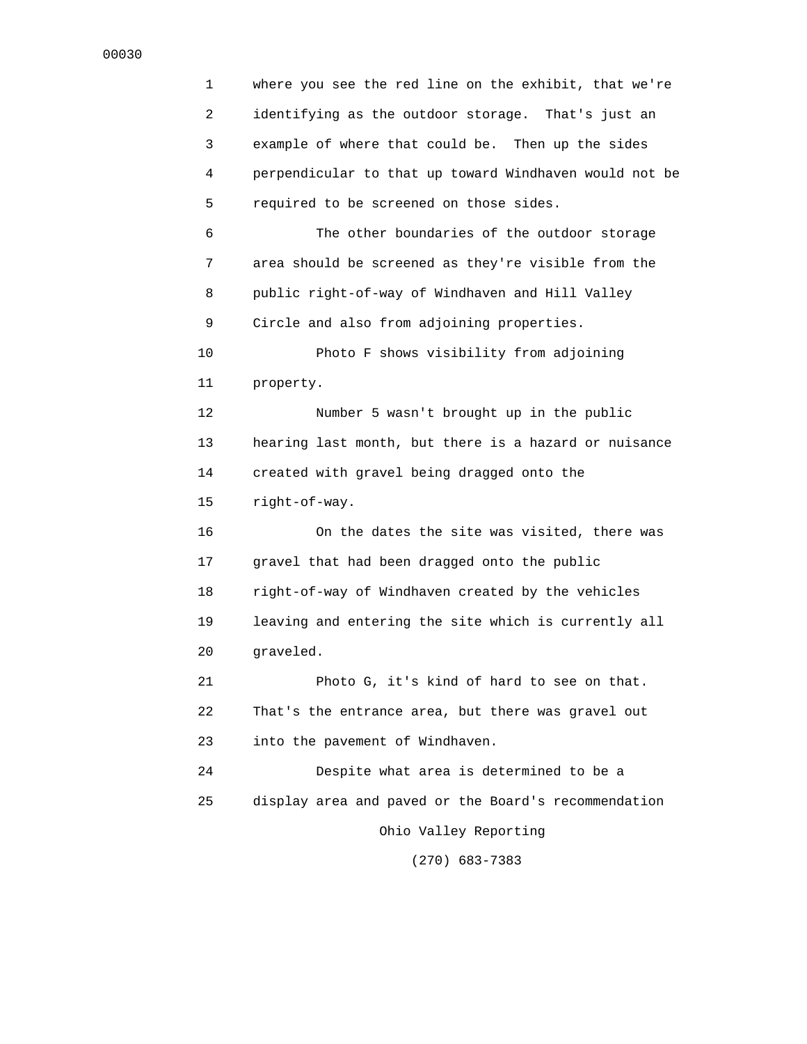where you see the red line on the exhibit, that we're identifying as the outdoor storage. That's just an example of where that could be. Then up the sides perpendicular to that up toward Windhaven would not be required to be screened on those sides.

The other boundaries of the outdoor storage area should be screened as they're visible from the public right-of-way of Windhaven and Hill Valley Circle and also from adjoining properties.

Photo F shows visibility from adjoining property.

Number 5 wasn't brought up in the public hearing last month, but there is a hazard or nuisance created with gravel being dragged onto the right-of-way.

On the dates the site was visited, there was gravel that had been dragged onto the public right-of-way of Windhaven created by the vehicles leaving and entering the site which is currently all graveled.

Photo G, it's kind of hard to see on that. That's the entrance area, but there was gravel out into the pavement of Windhaven.

Despite what area is determined to be a display area and paved or the Board's recommendation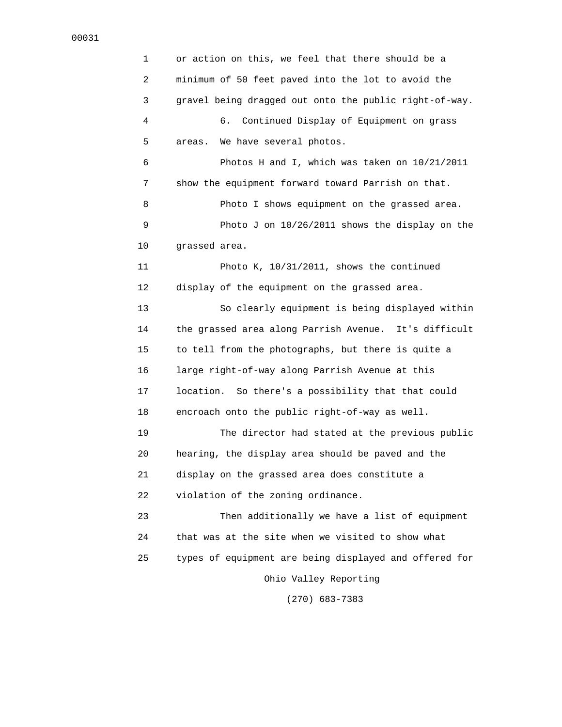or action on this, we feel that there should be a minimum of 50 feet paved into the lot to avoid the gravel being dragged out onto the public right-of-way.

6. Continued Display of Equipment on grass areas. We have several photos.

Photos H and I, which was taken on 10/21/2011 show the equipment forward toward Parrish on that.

Photo I shows equipment on the grassed area.

Photo J on 10/26/2011 shows the display on the grassed area.

Photo K, 10/31/2011, shows the continued display of the equipment on the grassed area.

So clearly equipment is being displayed within the grassed area along Parrish Avenue. It's difficult to tell from the photographs, but there is quite a large right-of-way along Parrish Avenue at this location. So there's a possibility that that could encroach onto the public right-of-way as well.

The director had stated at the previous public hearing, the display area should be paved and the display on the grassed area does constitute a violation of the zoning ordinance.

Then additionally we have a list of equipment that was at the site when we visited to show what types of equipment are being displayed and offered for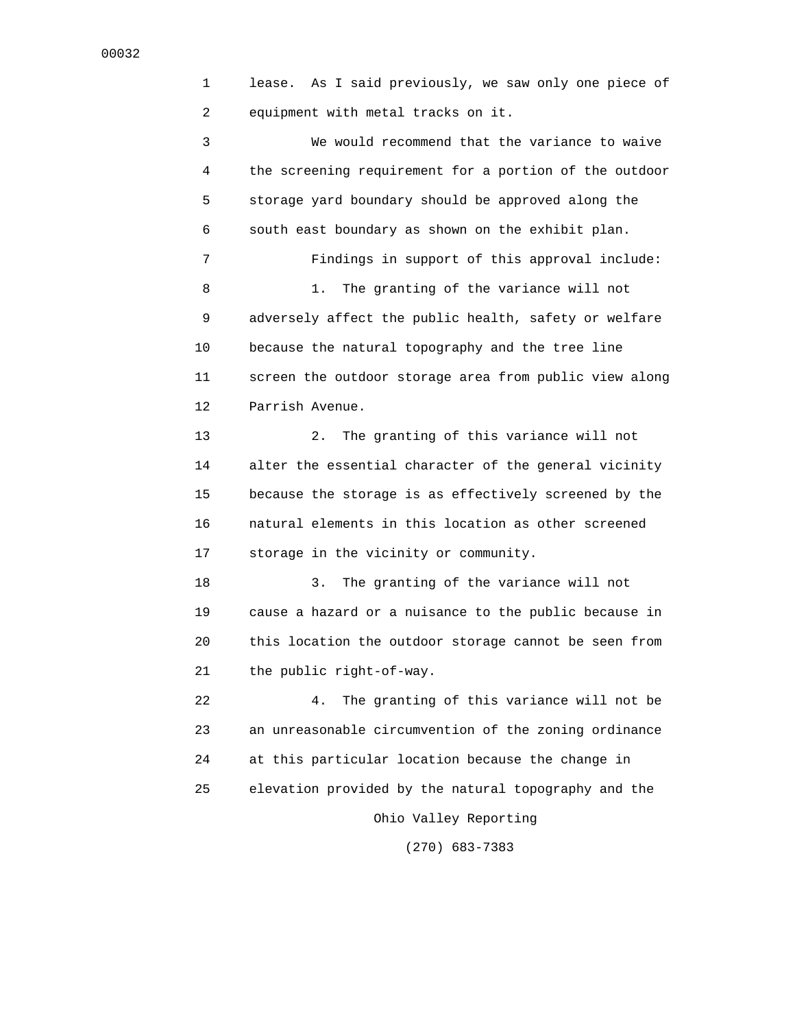lease. As I said previously, we saw only one piece of equipment with metal tracks on it.

We would recommend that the variance to waive the screening requirement for a portion of the outdoor storage yard boundary should be approved along the south east boundary as shown on the exhibit plan.

Findings in support of this approval include:

1. The granting of the variance will not adversely affect the public health, safety or welfare because the natural topography and the tree line screen the outdoor storage area from public view along Parrish Avenue.

2. The granting of this variance will not alter the essential character of the general vicinity because the storage is as effectively screened by the natural elements in this location as other screened storage in the vicinity or community.

3. The granting of the variance will not cause a hazard or a nuisance to the public because in this location the outdoor storage cannot be seen from the public right-of-way.

4. The granting of this variance will not be an unreasonable circumvention of the zoning ordinance at this particular location because the change in elevation provided by the natural topography and the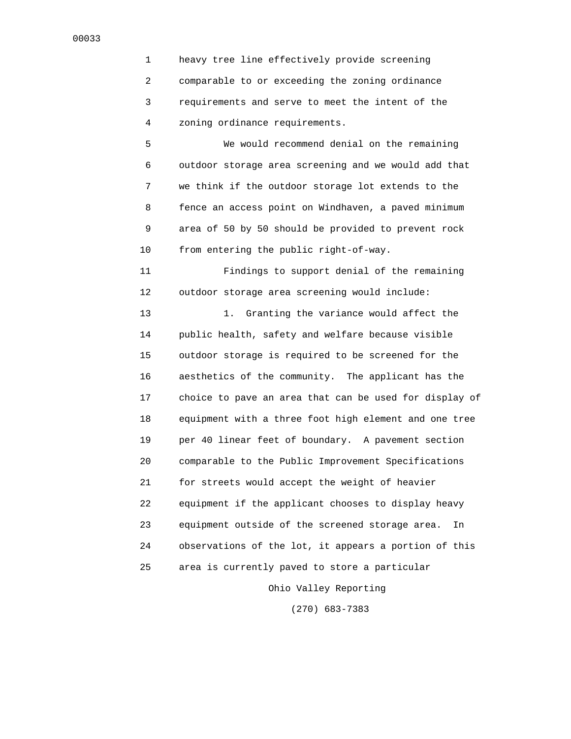heavy tree line effectively provide screening comparable to or exceeding the zoning ordinance requirements and serve to meet the intent of the zoning ordinance requirements.

We would recommend denial on the remaining outdoor storage area screening and we would add that we think if the outdoor storage lot extends to the fence an access point on Windhaven, a paved minimum area of 50 by 50 should be provided to prevent rock from entering the public right-of-way.

Findings to support denial of the remaining outdoor storage area screening would include:

1. Granting the variance would affect the public health, safety and welfare because visible outdoor storage is required to be screened for the aesthetics of the community. The applicant has the choice to pave an area that can be used for display of equipment with a three foot high element and one tree per 40 linear feet of boundary. A pavement section comparable to the Public Improvement Specifications for streets would accept the weight of heavier equipment if the applicant chooses to display heavy equipment outside of the screened storage area. In observations of the lot, it appears a portion of this area is currently paved to store a particular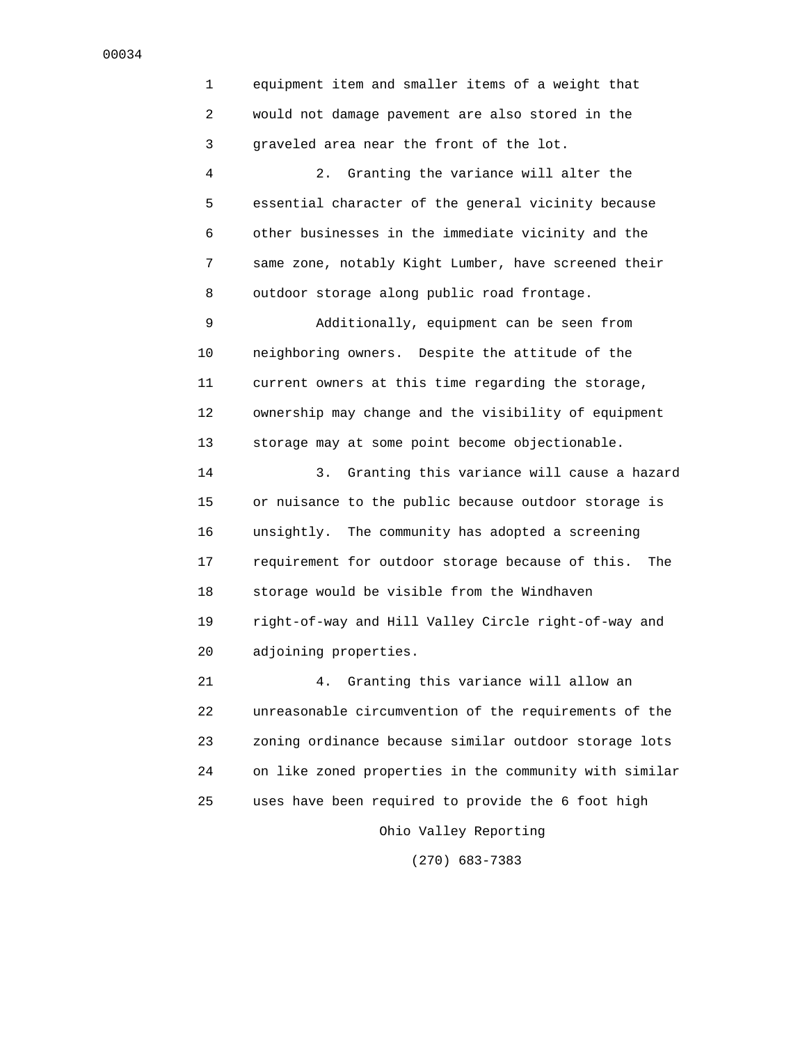equipment item and smaller items of a weight that would not damage pavement are also stored in the graveled area near the front of the lot.

2. Granting the variance will alter the essential character of the general vicinity because other businesses in the immediate vicinity and the same zone, notably Kight Lumber, have screened their outdoor storage along public road frontage.

Additionally, equipment can be seen from neighboring owners. Despite the attitude of the current owners at this time regarding the storage, ownership may change and the visibility of equipment storage may at some point become objectionable.

3. Granting this variance will cause a hazard or nuisance to the public because outdoor storage is unsightly. The community has adopted a screening requirement for outdoor storage because of this. The storage would be visible from the Windhaven right-of-way and Hill Valley Circle right-of-way and adjoining properties.

4. Granting this variance will allow an unreasonable circumvention of the requirements of the zoning ordinance because similar outdoor storage lots on like zoned properties in the community with similar uses have been required to provide the 6 foot high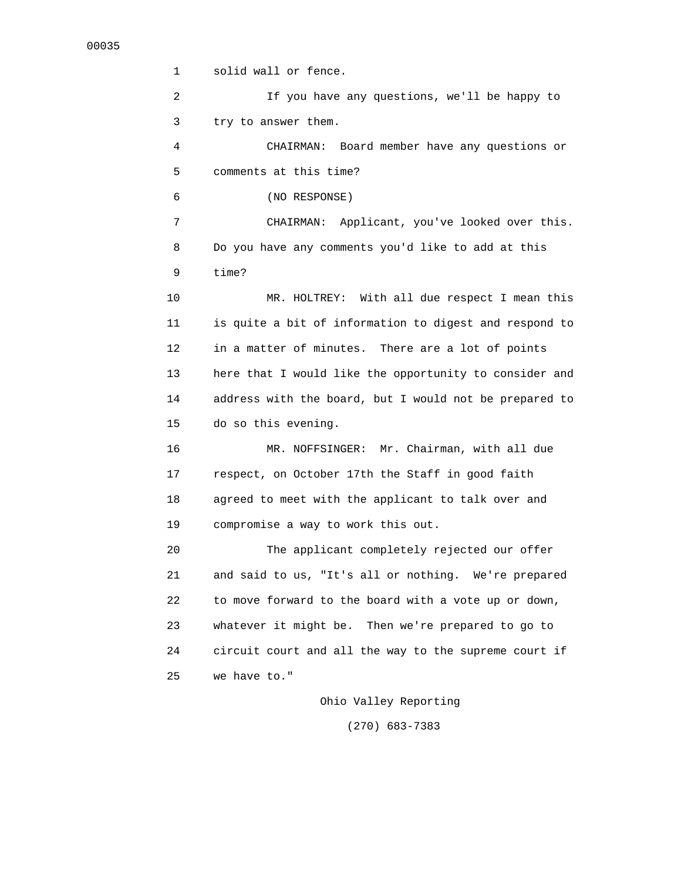solid wall or fence.

If you have any questions, we'll be happy to try to answer them.

CHAIRMAN: Board member have any questions or comments at this time?

(NO RESPONSE)

CHAIRMAN: Applicant, you've looked over this. Do you have any comments you'd like to add at this time?

MR. HOLTREY: With all due respect I mean this is quite a bit of information to digest and respond to in a matter of minutes. There are a lot of points here that I would like the opportunity to consider and address with the board, but I would not be prepared to do so this evening.

MR. NOFFSINGER: Mr. Chairman, with all due respect, on October 17th the Staff in good faith agreed to meet with the applicant to talk over and compromise a way to work this out.

The applicant completely rejected our offer and said to us, "It's all or nothing. We're prepared to move forward to the board with a vote up or down, whatever it might be. Then we're prepared to go to circuit court and all the way to the supreme court if we have to."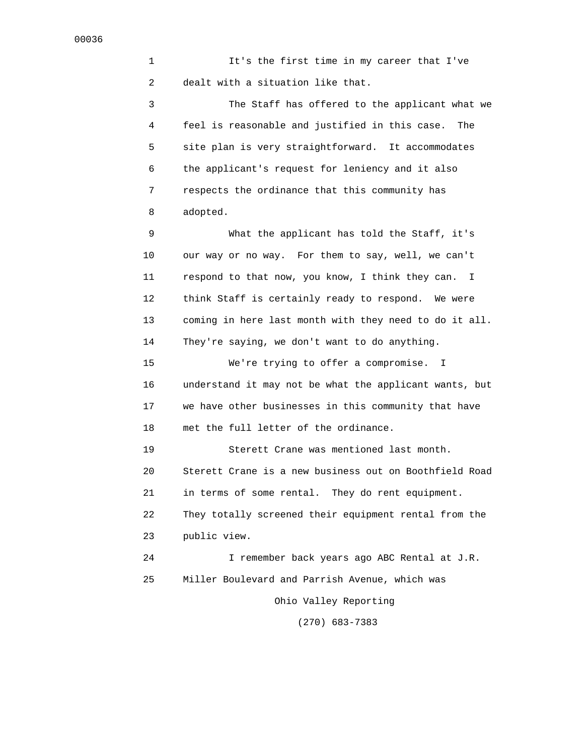It's the first time in my career that I've dealt with a situation like that.

The Staff has offered to the applicant what we feel is reasonable and justified in this case. The site plan is very straightforward. It accommodates the applicant's request for leniency and it also respects the ordinance that this community has adopted.

What the applicant has told the Staff, it's our way or no way. For them to say, well, we can't respond to that now, you know, I think they can. I think Staff is certainly ready to respond. We were coming in here last month with they need to do it all. They're saying, we don't want to do anything.

We're trying to offer a compromise. I understand it may not be what the applicant wants, but we have other businesses in this community that have met the full letter of the ordinance.

Sterett Crane was mentioned last month. Sterett Crane is a new business out on Boothfield Road in terms of some rental. They do rent equipment. They totally screened their equipment rental from the public view.

I remember back years ago ABC Rental at J.R. Miller Boulevard and Parrish Avenue, which was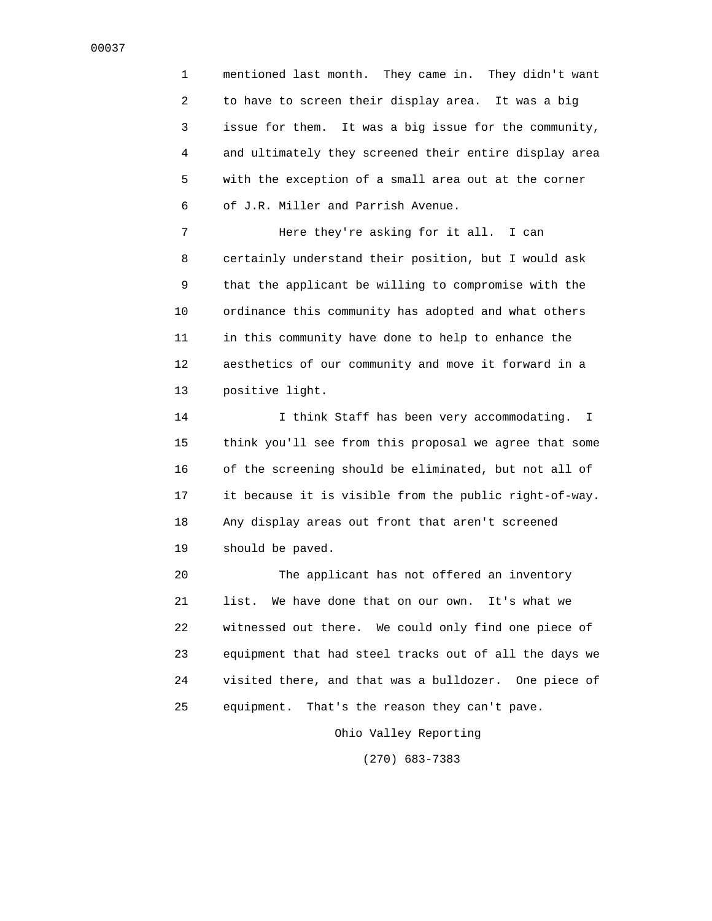mentioned last month. They came in. They didn't want to have to screen their display area. It was a big issue for them. It was a big issue for the community, and ultimately they screened their entire display area with the exception of a small area out at the corner of J.R. Miller and Parrish Avenue.

Here they're asking for it all. I can certainly understand their position, but I would ask that the applicant be willing to compromise with the ordinance this community has adopted and what others in this community have done to help to enhance the aesthetics of our community and move it forward in a positive light.

I think Staff has been very accommodating. I think you'll see from this proposal we agree that some of the screening should be eliminated, but not all of it because it is visible from the public right-of-way. Any display areas out front that aren't screened should be paved.

The applicant has not offered an inventory list. We have done that on our own. It's what we witnessed out there. We could only find one piece of equipment that had steel tracks out of all the days we visited there, and that was a bulldozer. One piece of equipment. That's the reason they can't pave.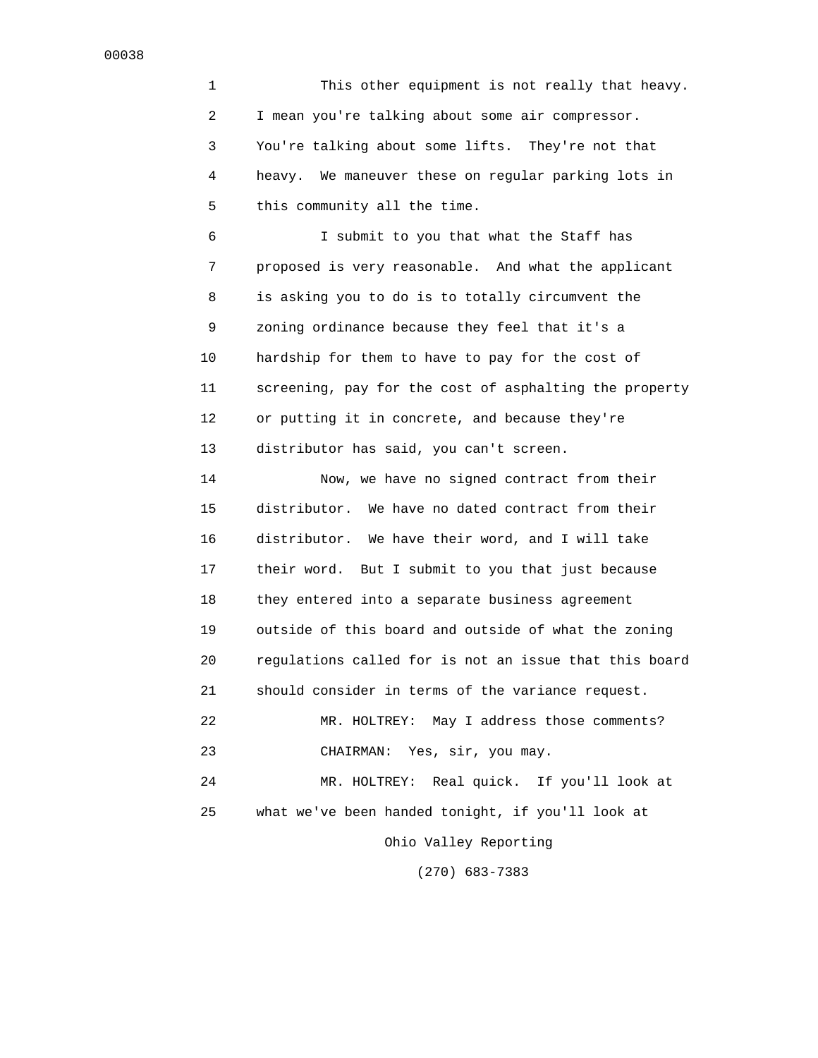This other equipment is not really that heavy. I mean you're talking about some air compressor. You're talking about some lifts. They're not that heavy. We maneuver these on regular parking lots in this community all the time.

I submit to you that what the Staff has proposed is very reasonable. And what the applicant is asking you to do is to totally circumvent the zoning ordinance because they feel that it's a hardship for them to have to pay for the cost of screening, pay for the cost of asphalting the property or putting it in concrete, and because they're distributor has said, you can't screen.

Now, we have no signed contract from their distributor. We have no dated contract from their distributor. We have their word, and I will take their word. But I submit to you that just because they entered into a separate business agreement outside of this board and outside of what the zoning regulations called for is not an issue that this board should consider in terms of the variance request.

MR. HOLTREY: May I address those comments?

CHAIRMAN: Yes, sir, you may.

MR. HOLTREY: Real quick. If you'll look at what we've been handed tonight, if you'll look at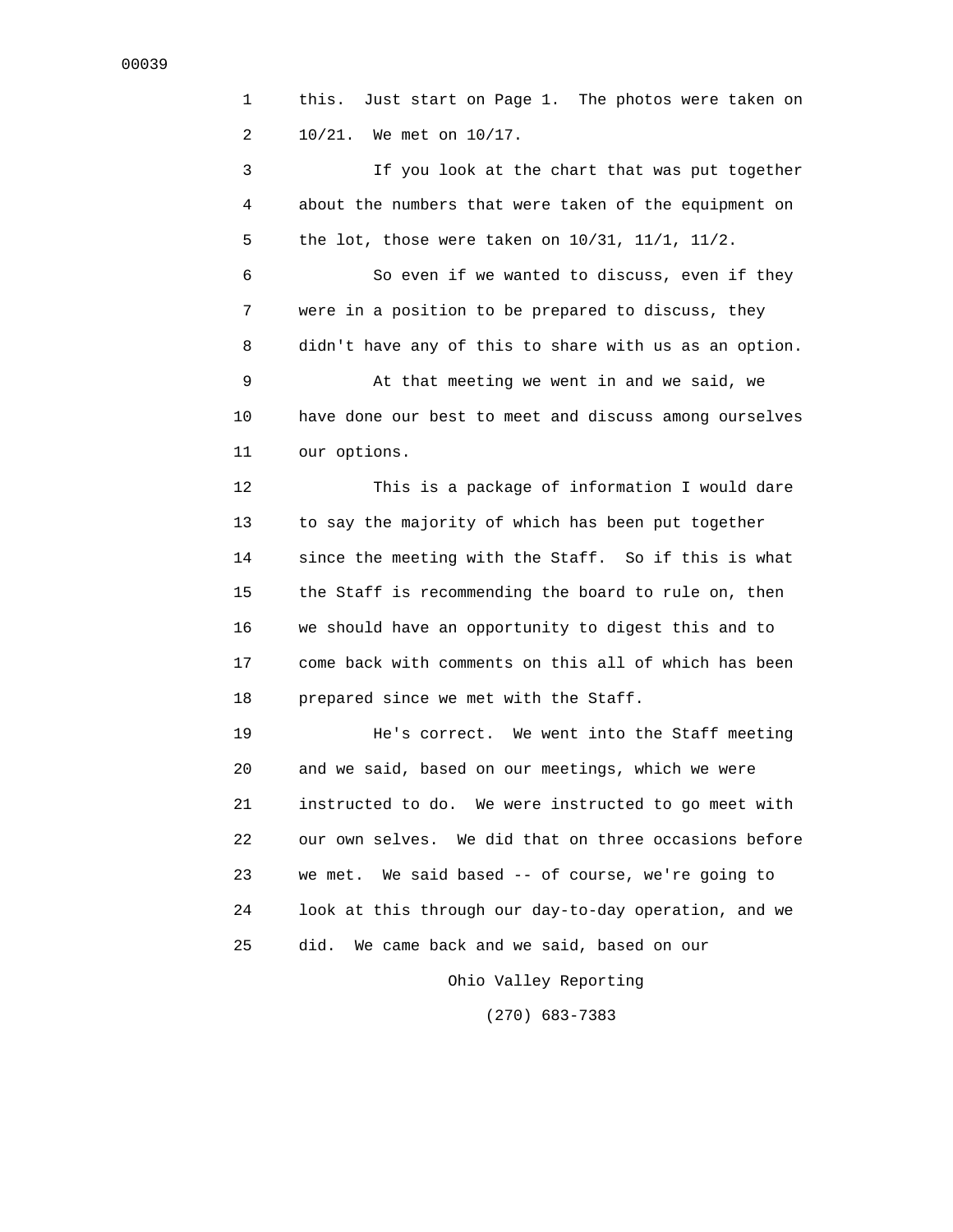this. Just start on Page 1. The photos were taken on 10/21. We met on 10/17.

If you look at the chart that was put together about the numbers that were taken of the equipment on the lot, those were taken on 10/31, 11/1, 11/2.

So even if we wanted to discuss, even if they were in a position to be prepared to discuss, they didn't have any of this to share with us as an option.

At that meeting we went in and we said, we have done our best to meet and discuss among ourselves our options.

This is a package of information I would dare to say the majority of which has been put together since the meeting with the Staff. So if this is what the Staff is recommending the board to rule on, then we should have an opportunity to digest this and to come back with comments on this all of which has been prepared since we met with the Staff.

He's correct. We went into the Staff meeting and we said, based on our meetings, which we were instructed to do. We were instructed to go meet with our own selves. We did that on three occasions before we met. We said based -- of course, we're going to look at this through our day-to-day operation, and we did. We came back and we said, based on our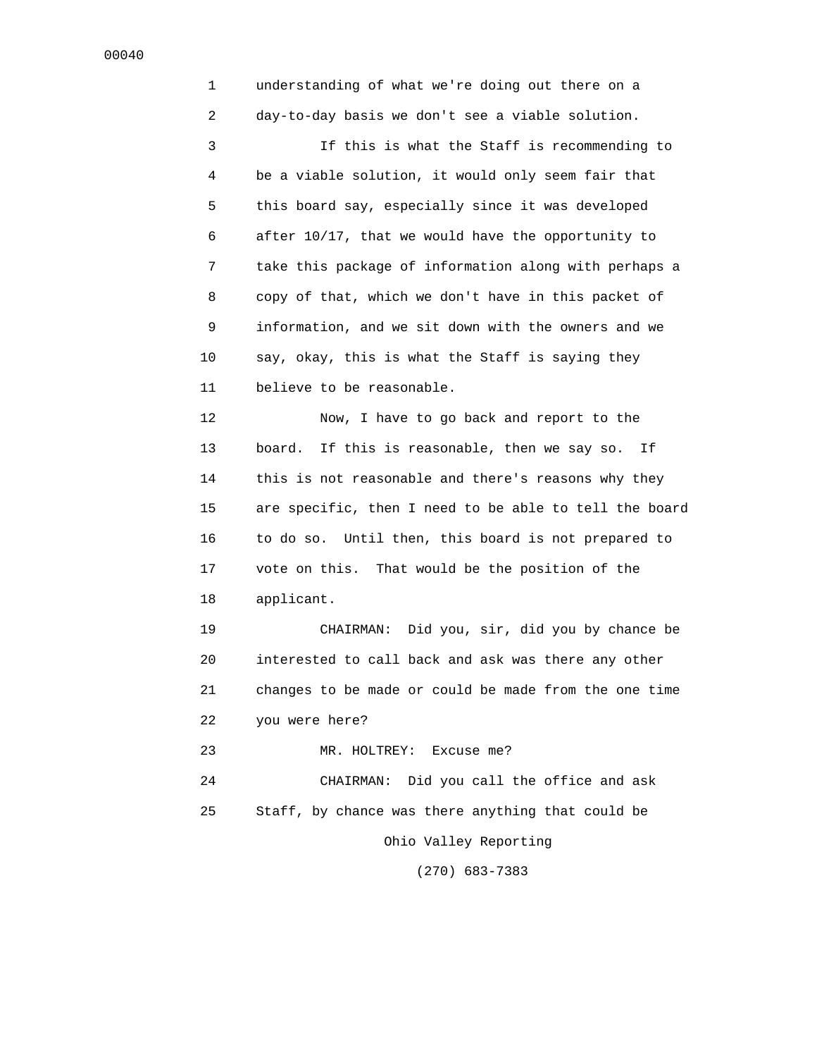understanding of what we're doing out there on a day-to-day basis we don't see a viable solution.

If this is what the Staff is recommending to be a viable solution, it would only seem fair that this board say, especially since it was developed after 10/17, that we would have the opportunity to take this package of information along with perhaps a copy of that, which we don't have in this packet of information, and we sit down with the owners and we say, okay, this is what the Staff is saying they believe to be reasonable.

Now, I have to go back and report to the board. If this is reasonable, then we say so. If this is not reasonable and there's reasons why they are specific, then I need to be able to tell the board to do so. Until then, this board is not prepared to vote on this. That would be the position of the applicant.

CHAIRMAN: Did you, sir, did you by chance be interested to call back and ask was there any other changes to be made or could be made from the one time you were here?

MR. HOLTREY: Excuse me?

CHAIRMAN: Did you call the office and ask Staff, by chance was there anything that could be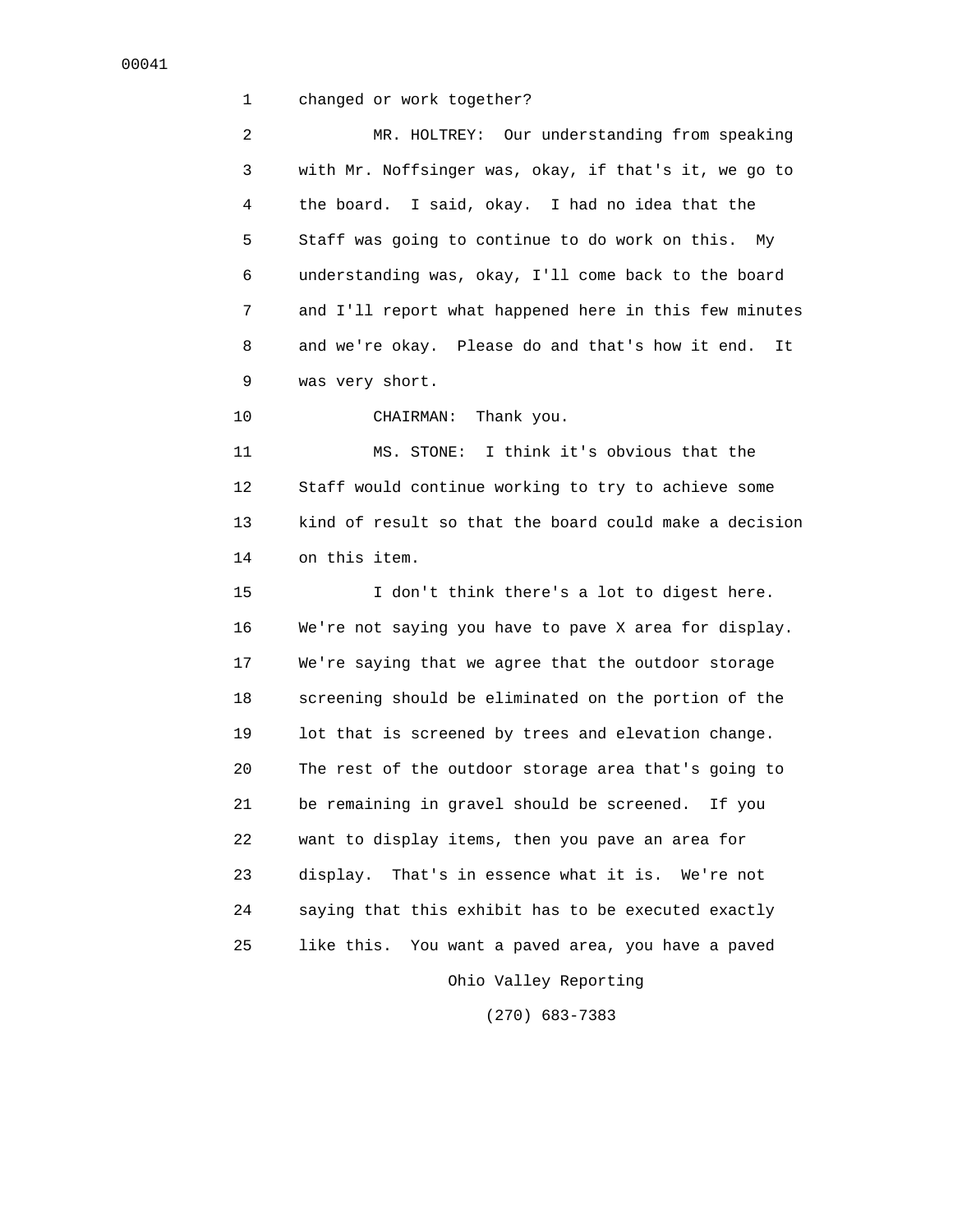changed or work together?

MR. HOLTREY: Our understanding from speaking with Mr. Noffsinger was, okay, if that's it, we go to the board. I said, okay. I had no idea that the Staff was going to continue to do work on this. My understanding was, okay, I'll come back to the board and I'll report what happened here in this few minutes and we're okay. Please do and that's how it end. It was very short.

CHAIRMAN: Thank you.

MS. STONE: I think it's obvious that the Staff would continue working to try to achieve some kind of result so that the board could make a decision on this item.

I don't think there's a lot to digest here. We're not saying you have to pave X area for display. We're saying that we agree that the outdoor storage screening should be eliminated on the portion of the lot that is screened by trees and elevation change. The rest of the outdoor storage area that's going to be remaining in gravel should be screened. If you want to display items, then you pave an area for display. That's in essence what it is. We're not saying that this exhibit has to be executed exactly like this. You want a paved area, you have a paved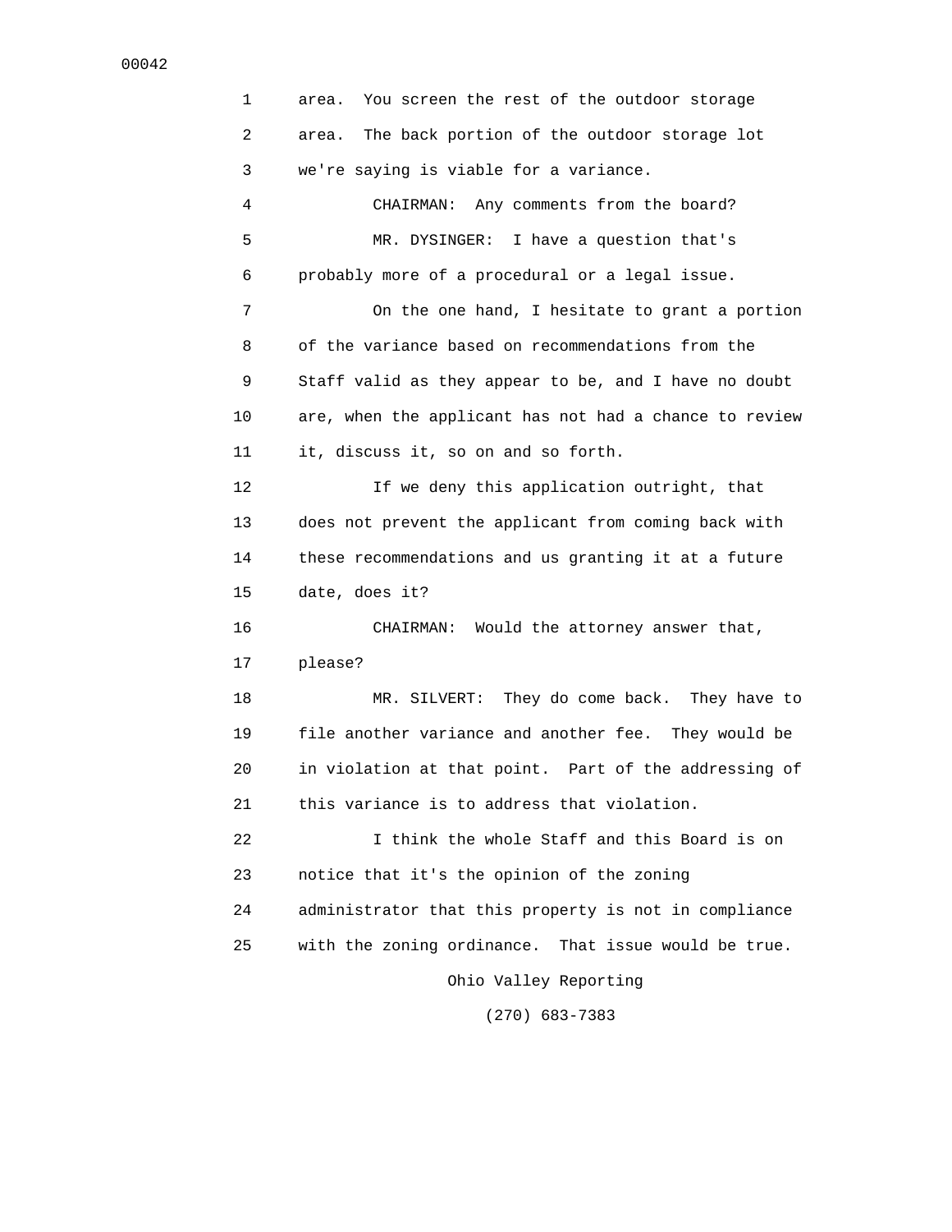area. You screen the rest of the outdoor storage area. The back portion of the outdoor storage lot we're saying is viable for a variance.

CHAIRMAN: Any comments from the board?

MR. DYSINGER: I have a question that's probably more of a procedural or a legal issue.

On the one hand, I hesitate to grant a portion of the variance based on recommendations from the Staff valid as they appear to be, and I have no doubt are, when the applicant has not had a chance to review it, discuss it, so on and so forth.

If we deny this application outright, that does not prevent the applicant from coming back with these recommendations and us granting it at a future date, does it?

CHAIRMAN: Would the attorney answer that, please?

MR. SILVERT: They do come back. They have to file another variance and another fee. They would be in violation at that point. Part of the addressing of this variance is to address that violation.

I think the whole Staff and this Board is on notice that it's the opinion of the zoning administrator that this property is not in compliance with the zoning ordinance. That issue would be true.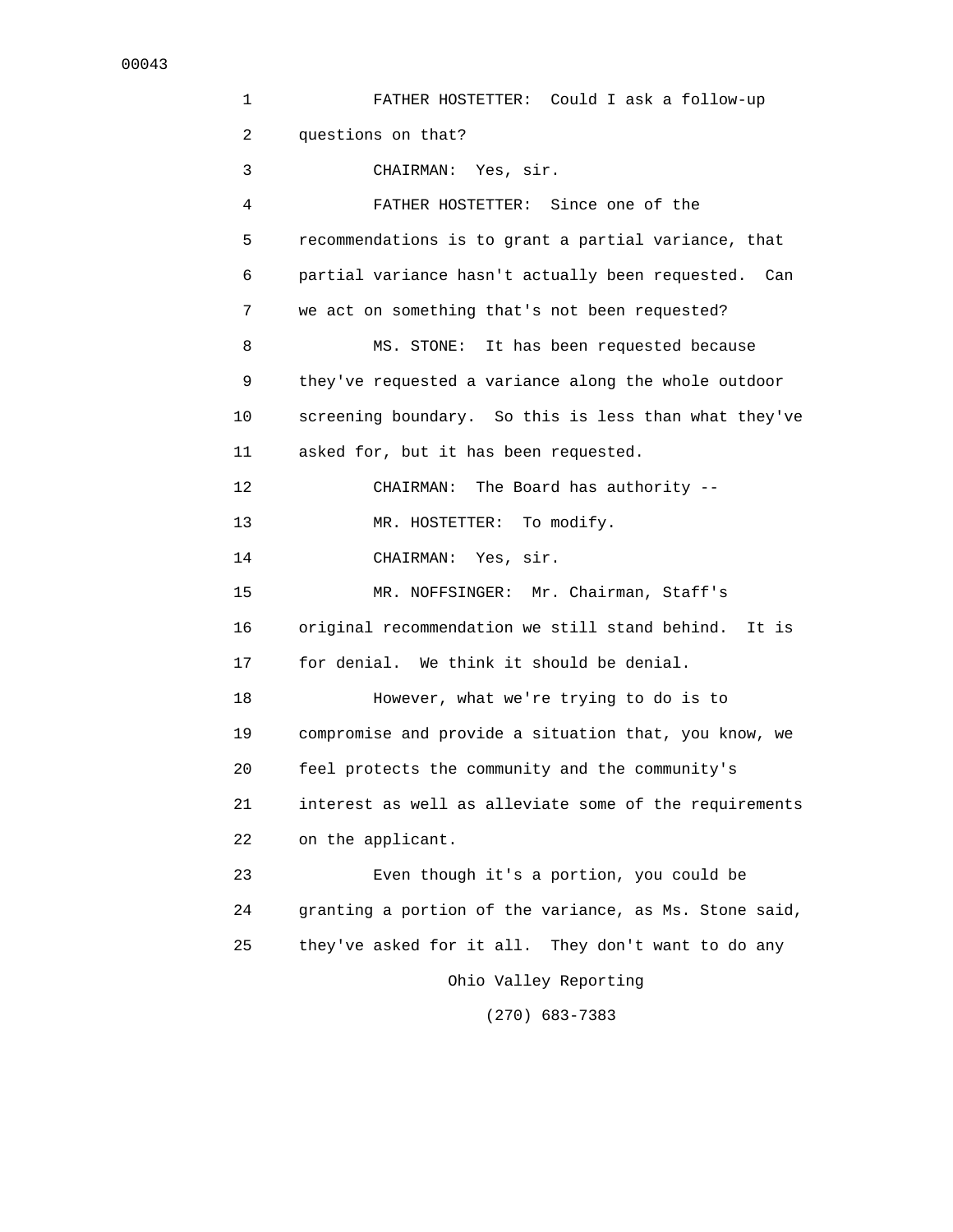FATHER HOSTETTER: Could I ask a follow-up questions on that?

CHAIRMAN: Yes, sir.

FATHER HOSTETTER: Since one of the recommendations is to grant a partial variance, that partial variance hasn't actually been requested. Can we act on something that's not been requested?

MS. STONE: It has been requested because they've requested a variance along the whole outdoor screening boundary. So this is less than what they've asked for, but it has been requested.

CHAIRMAN: The Board has authority --

MR. HOSTETTER: To modify.

CHAIRMAN: Yes, sir.

MR. NOFFSINGER: Mr. Chairman, Staff's original recommendation we still stand behind. It is for denial. We think it should be denial.

However, what we're trying to do is to compromise and provide a situation that, you know, we feel protects the community and the community's interest as well as alleviate some of the requirements on the applicant.

Even though it's a portion, you could be granting a portion of the variance, as Ms. Stone said, they've asked for it all. They don't want to do any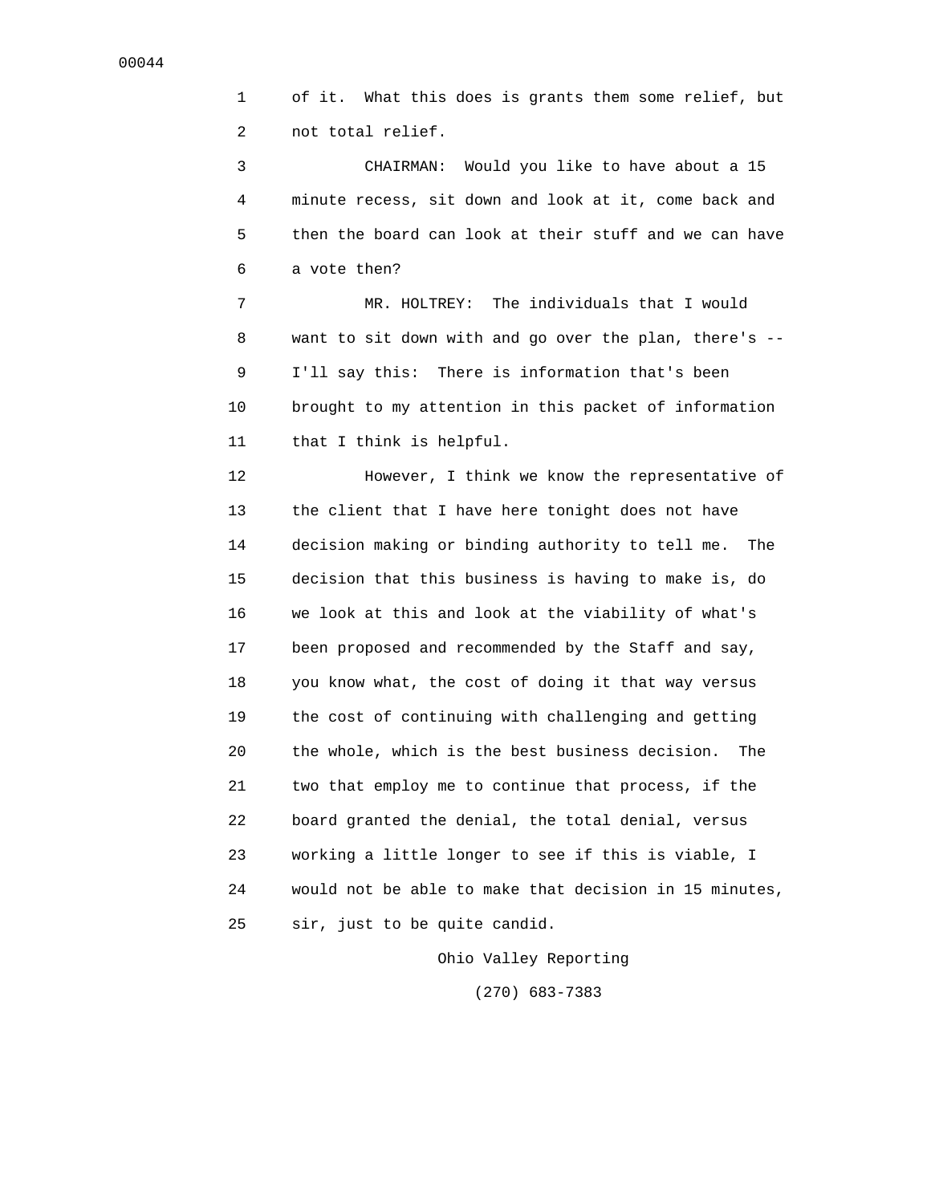of it. What this does is grants them some relief, but not total relief.

CHAIRMAN: Would you like to have about a 15 minute recess, sit down and look at it, come back and then the board can look at their stuff and we can have a vote then?

MR. HOLTREY: The individuals that I would want to sit down with and go over the plan, there's -- I'll say this: There is information that's been brought to my attention in this packet of information that I think is helpful.

However, I think we know the representative of the client that I have here tonight does not have decision making or binding authority to tell me. The decision that this business is having to make is, do we look at this and look at the viability of what's been proposed and recommended by the Staff and say, you know what, the cost of doing it that way versus the cost of continuing with challenging and getting the whole, which is the best business decision. The two that employ me to continue that process, if the board granted the denial, the total denial, versus working a little longer to see if this is viable, I would not be able to make that decision in 15 minutes, sir, just to be quite candid.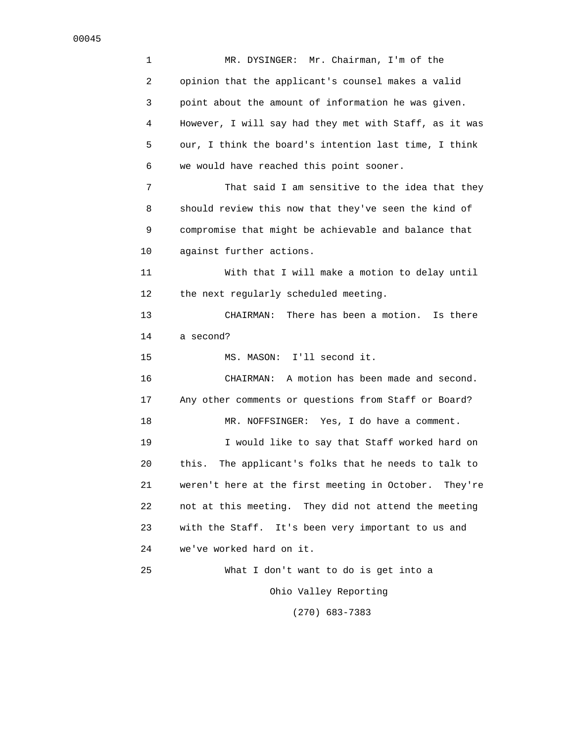MR. DYSINGER: Mr. Chairman, I'm of the opinion that the applicant's counsel makes a valid point about the amount of information he was given. However, I will say had they met with Staff, as it was our, I think the board's intention last time, I think we would have reached this point sooner.

That said I am sensitive to the idea that they should review this now that they've seen the kind of compromise that might be achievable and balance that against further actions.

With that I will make a motion to delay until the next regularly scheduled meeting.

CHAIRMAN: There has been a motion. Is there a second?

MS. MASON: I'll second it.

CHAIRMAN: A motion has been made and second. Any other comments or questions from Staff or Board?

MR. NOFFSINGER: Yes, I do have a comment.

I would like to say that Staff worked hard on this. The applicant's folks that he needs to talk to weren't here at the first meeting in October. They're not at this meeting. They did not attend the meeting with the Staff. It's been very important to us and we've worked hard on it.

What I don't want to do is get into a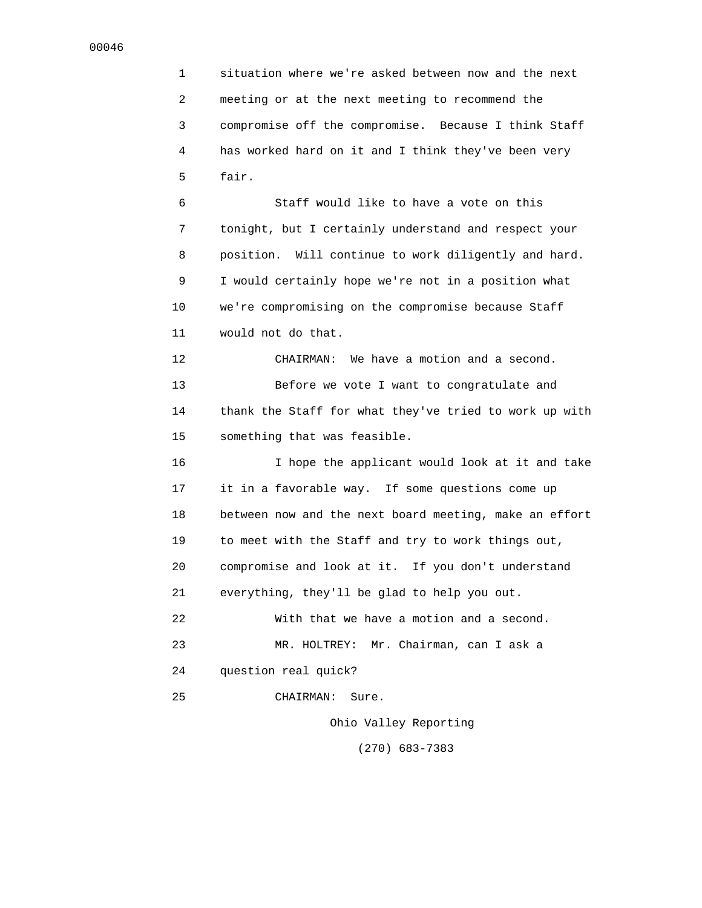situation where we're asked between now and the next meeting or at the next meeting to recommend the compromise off the compromise. Because I think Staff has worked hard on it and I think they've been very fair.

Staff would like to have a vote on this tonight, but I certainly understand and respect your position. Will continue to work diligently and hard. I would certainly hope we're not in a position what we're compromising on the compromise because Staff would not do that.

CHAIRMAN: We have a motion and a second.

Before we vote I want to congratulate and thank the Staff for what they've tried to work up with something that was feasible.

I hope the applicant would look at it and take it in a favorable way. If some questions come up between now and the next board meeting, make an effort to meet with the Staff and try to work things out, compromise and look at it. If you don't understand everything, they'll be glad to help you out.

With that we have a motion and a second.

MR. HOLTREY: Mr. Chairman, can I ask a question real quick?

CHAIRMAN: Sure.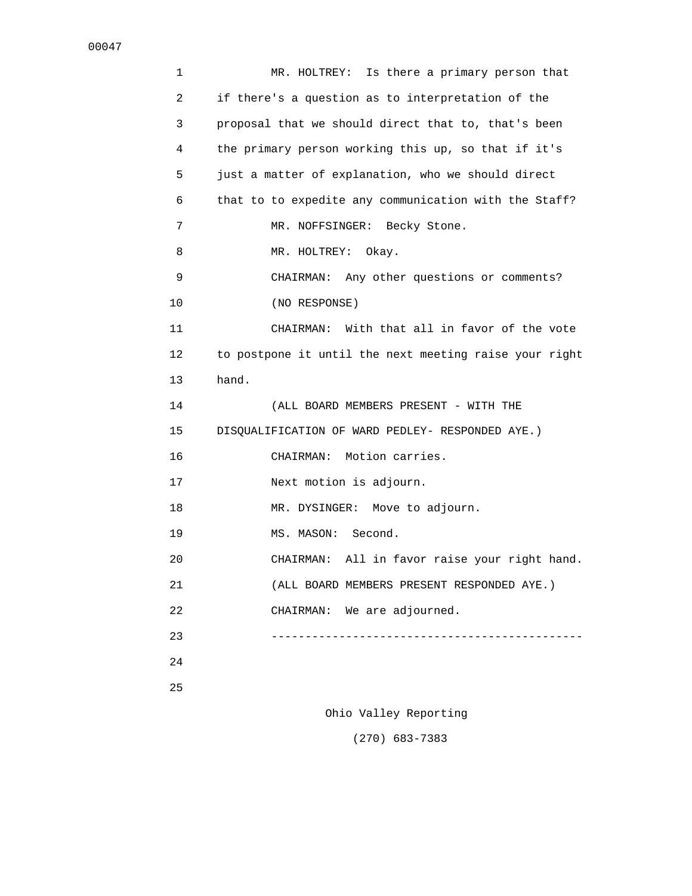MR. HOLTREY: Is there a primary person that if there's a question as to interpretation of the proposal that we should direct that to, that's been the primary person working this up, so that if it's just a matter of explanation, who we should direct that to to expedite any communication with the Staff?

MR. NOFFSINGER: Becky Stone.

MR. HOLTREY: Okay.

CHAIRMAN: Any other questions or comments?

(NO RESPONSE)

CHAIRMAN: With that all in favor of the vote to postpone it until the next meeting raise your right hand.

(ALL BOARD MEMBERS PRESENT - WITH THE DISQUALIFICATION OF WARD PEDLEY- RESPONDED AYE.)

CHAIRMAN: Motion carries.

Next motion is adjourn.

MR. DYSINGER: Move to adjourn.

MS. MASON: Second.

CHAIRMAN: All in favor raise your right hand.

(ALL BOARD MEMBERS PRESENT RESPONDED AYE.)

CHAIRMAN: We are adjourned.

---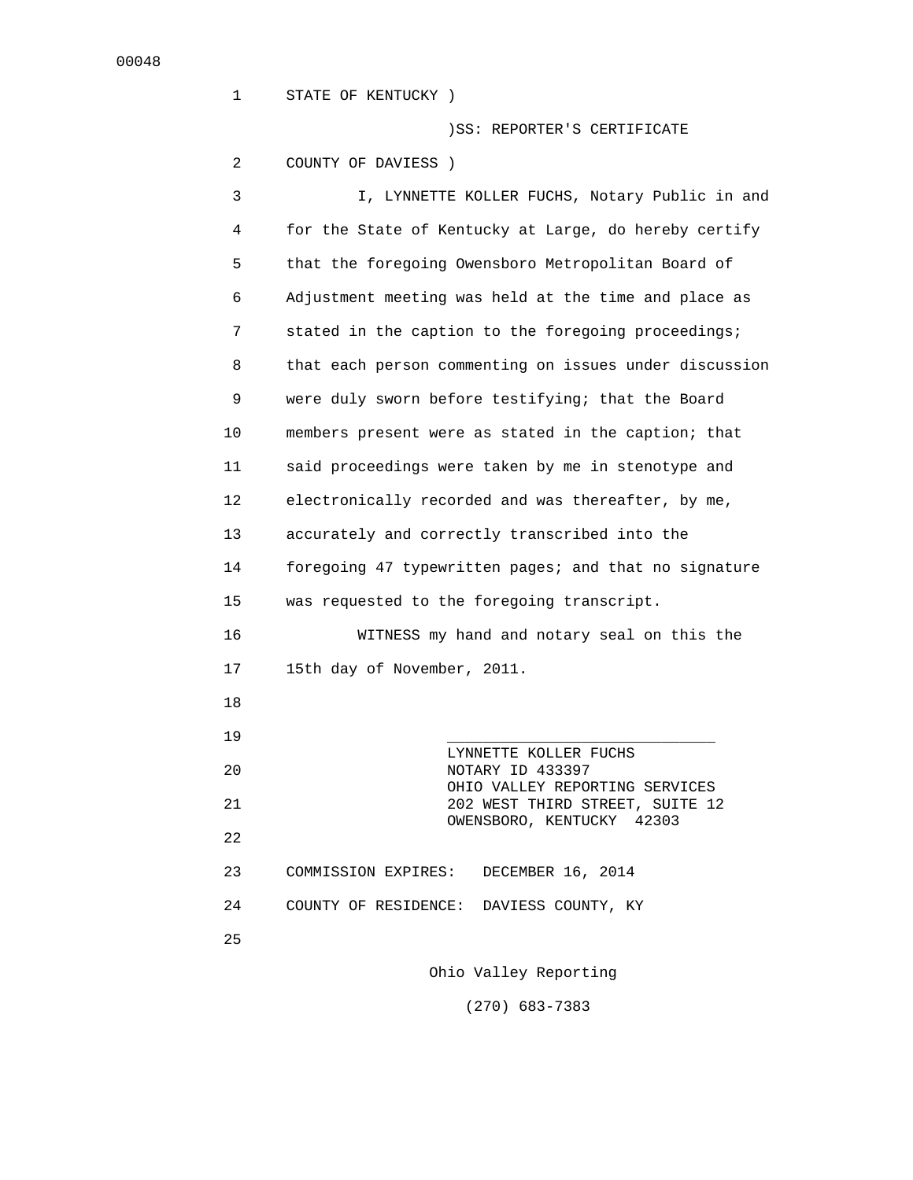STATE OF KENTUCKY )

)SS: REPORTER'S CERTIFICATE

COUNTY OF DAVIESS )

I, LYNNETTE KOLLER FUCHS, Notary Public in and for the State of Kentucky at Large, do hereby certify that the foregoing Owensboro Metropolitan Board of Adjustment meeting was held at the time and place as stated in the caption to the foregoing proceedings; that each person commenting on issues under discussion were duly sworn before testifying; that the Board members present were as stated in the caption; that said proceedings were taken by me in stenotype and electronically recorded and was thereafter, by me, accurately and correctly transcribed into the foregoing 47 typewritten pages; and that no signature was requested to the foregoing transcript.

WITNESS my hand and notary seal on this the 15th day of November, 2011.

______________________________

LYNNETTE KOLLER FUCHS
NOTARY ID 433397
OHIO VALLEY REPORTING SERVICES
202 WEST THIRD STREET, SUITE 12
OWENSBORO, KENTUCKY 42303

COMMISSION EXPIRES: DECEMBER 16, 2014

COUNTY OF RESIDENCE: DAVIESS COUNTY, KY